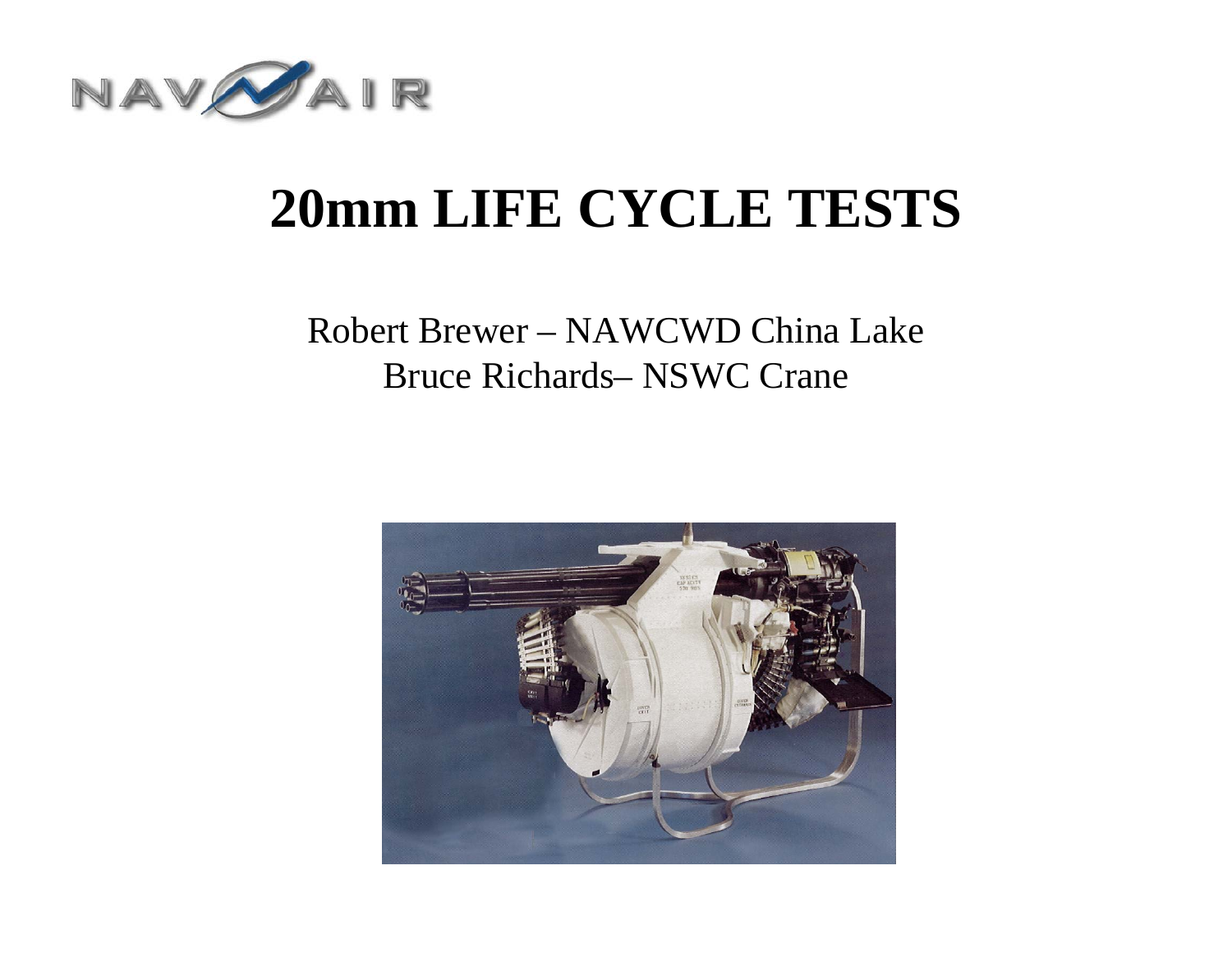# 20mm LIFE CYCLE TESTS

Robert Brewer – NAWCWD China Lake
Bruce Richards– NSWC Crane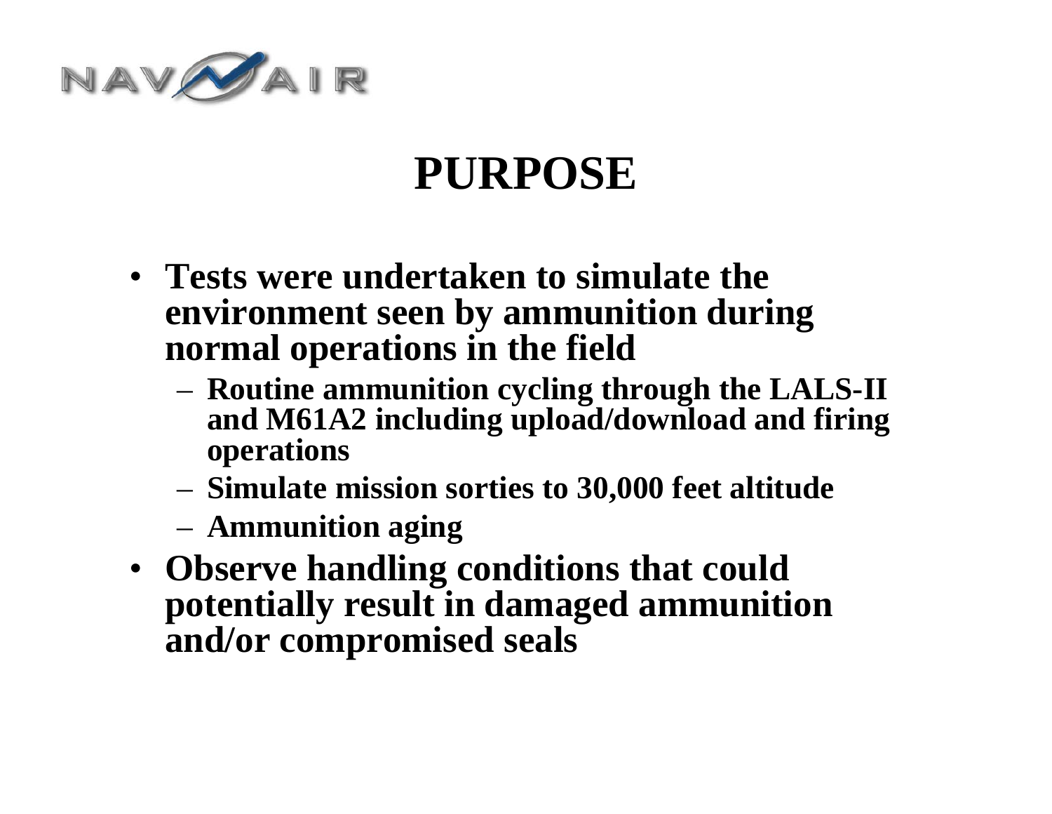# PURPOSE

- Tests were undertaken to simulate the environment seen by ammunition during normal operations in the field
  - Routine ammunition cycling through the LALS-II and M61A2 including upload/download and firing operations
  - Simulate mission sorties to 30,000 feet altitude
  - Ammunition aging
- Observe handling conditions that could potentially result in damaged ammunition and/or compromised seals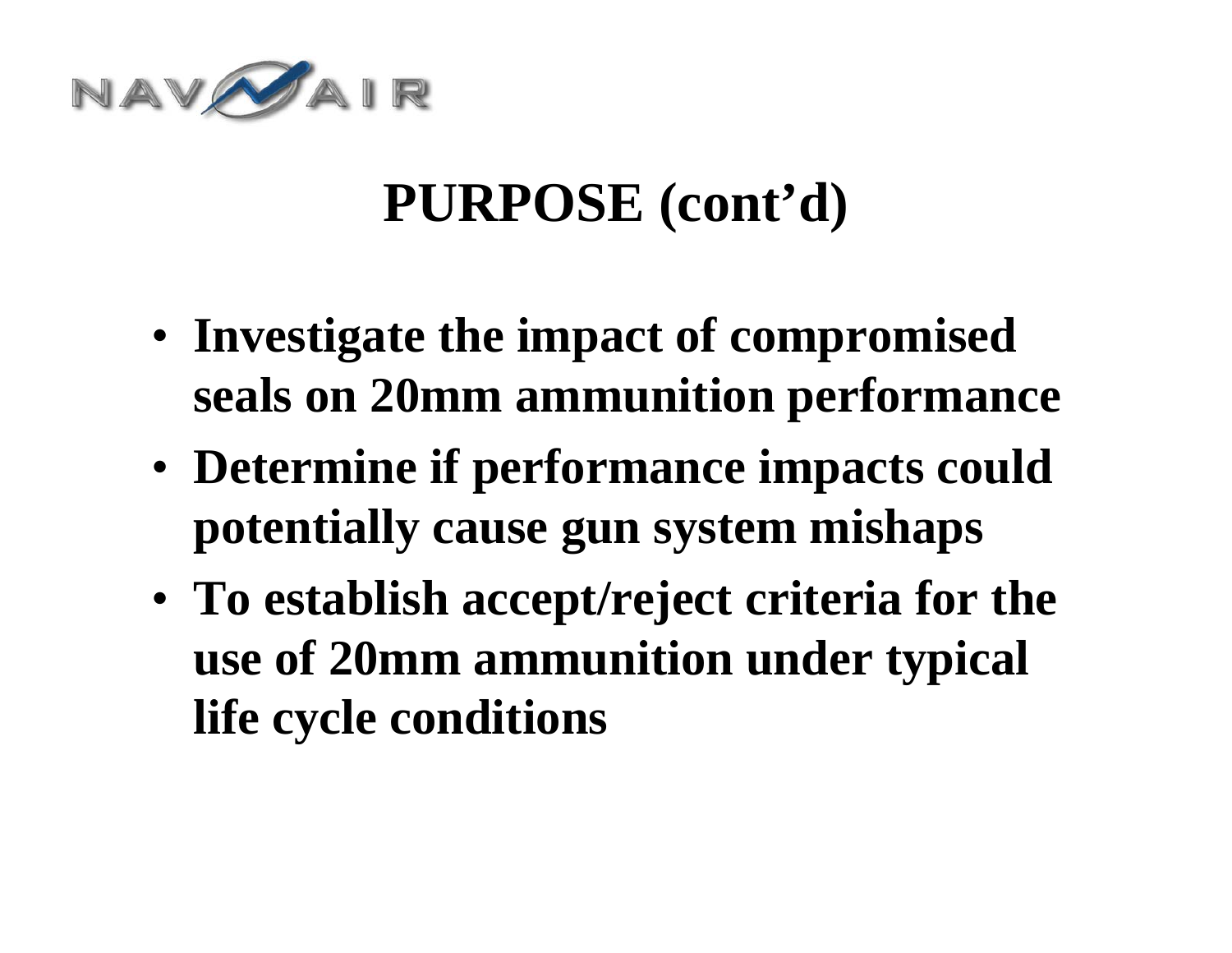# PURPOSE (cont'd)

- Investigate the impact of compromised seals on 20mm ammunition performance
- Determine if performance impacts could potentially cause gun system mishaps
- To establish accept/reject criteria for the use of 20mm ammunition under typical life cycle conditions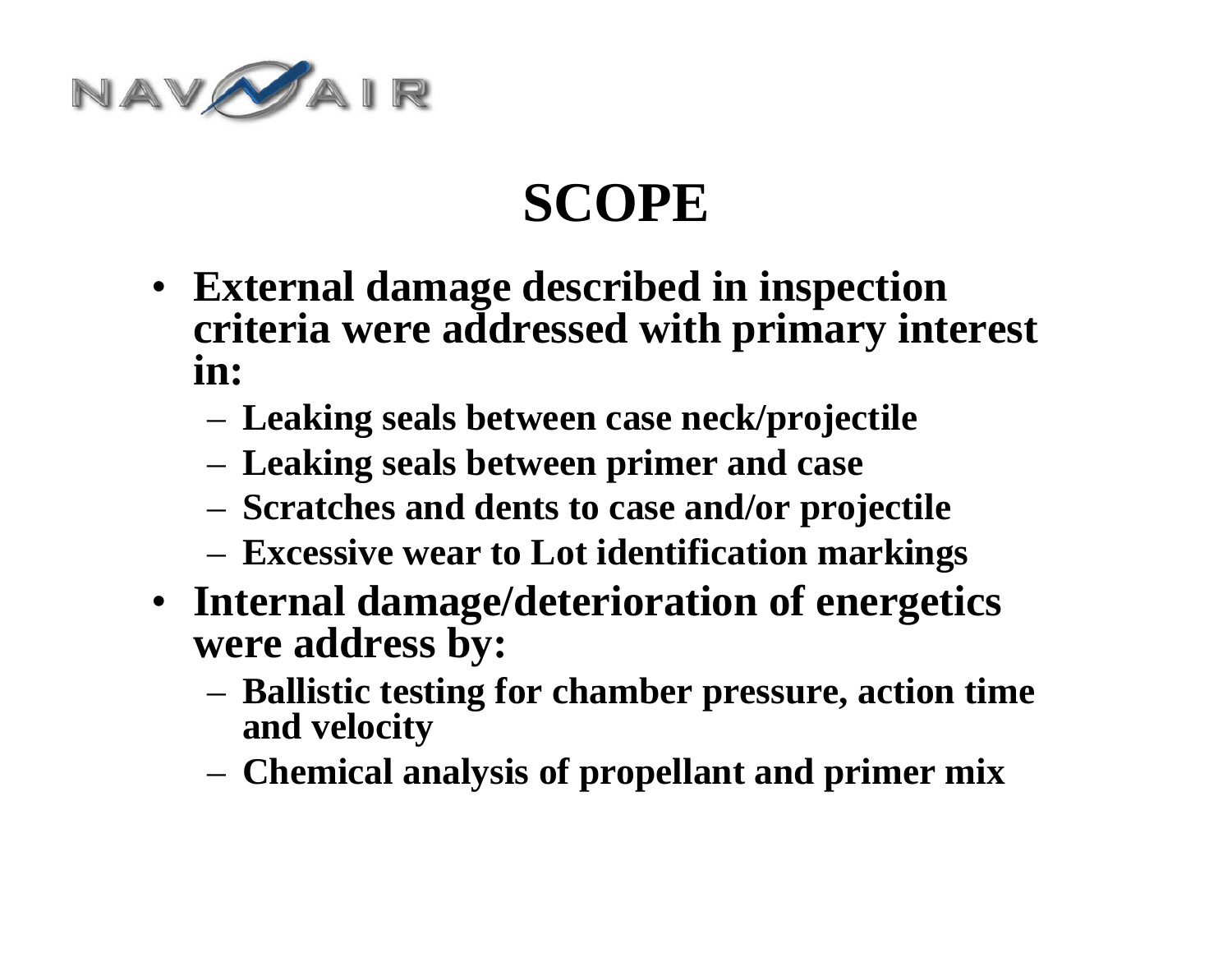# SCOPE

- **External damage described in inspection criteria were addressed with primary interest in:**
  - **Leaking seals between case neck/projectile**
  - **Leaking seals between primer and case**
  - **Scratches and dents to case and/or projectile**
  - **Excessive wear to Lot identification markings**
- **Internal damage/deterioration of energetics were address by:**
  - **Ballistic testing for chamber pressure, action time and velocity**
  - **Chemical analysis of propellant and primer mix**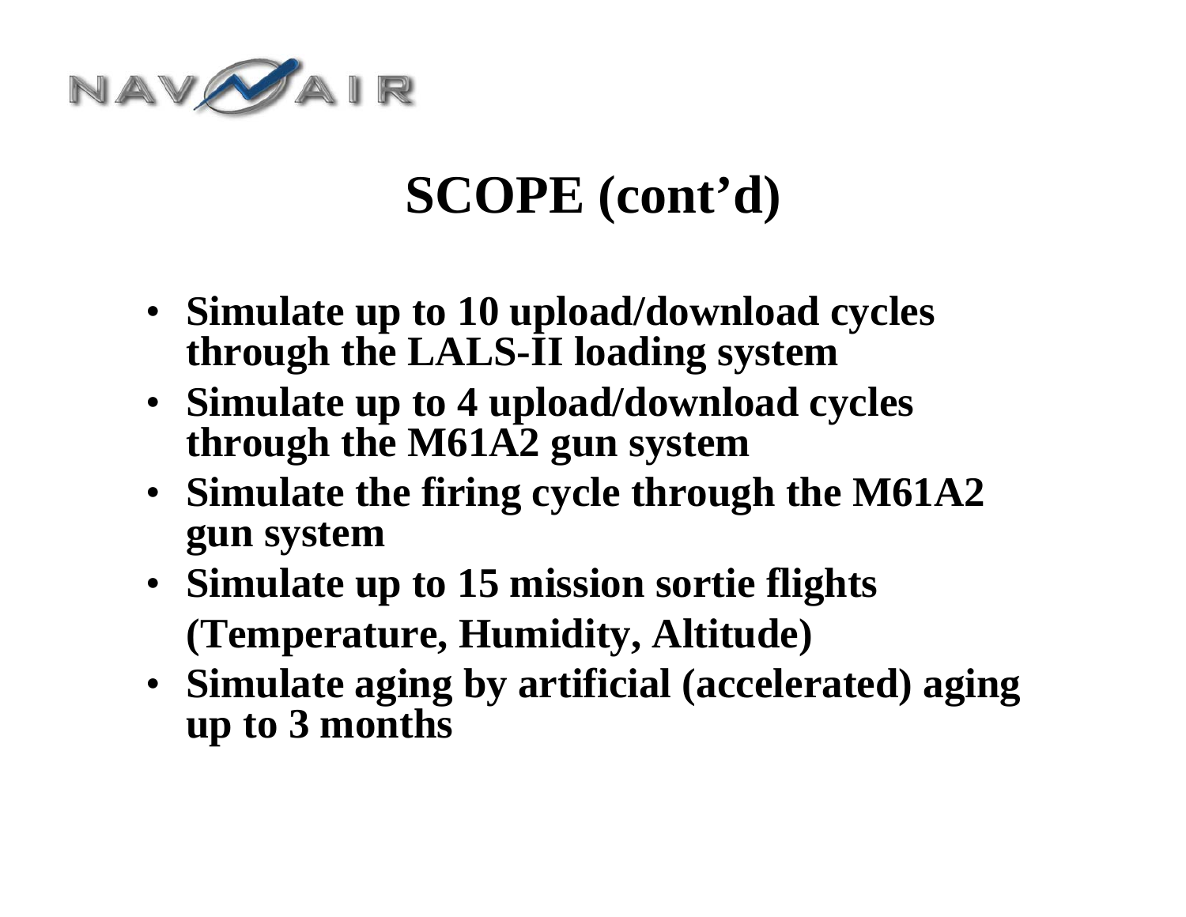# SCOPE (cont'd)

- **Simulate up to 10 upload/download cycles through the LALS-II loading system**
- **Simulate up to 4 upload/download cycles through the M61A2 gun system**
- **Simulate the firing cycle through the M61A2 gun system**
- **Simulate up to 15 mission sortie flights (Temperature, Humidity, Altitude)**
- **Simulate aging by artificial (accelerated) aging up to 3 months**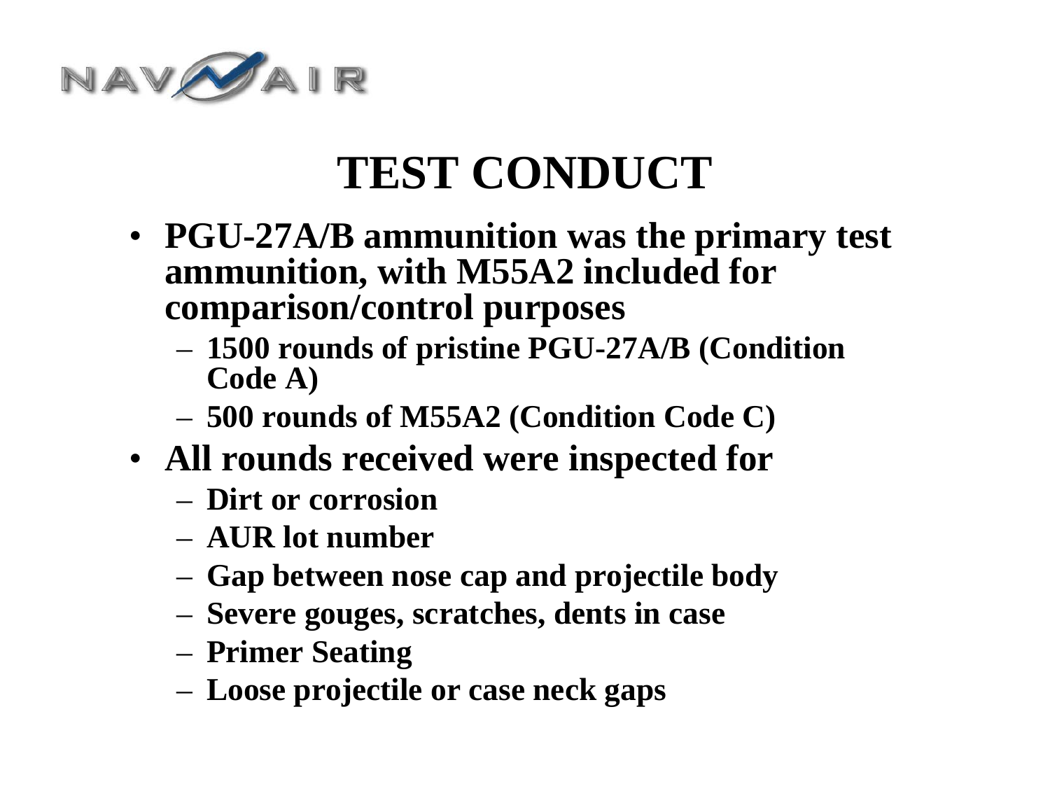# TEST CONDUCT

- PGU-27A/B ammunition was the primary test ammunition, with M55A2 included for comparison/control purposes
  - 1500 rounds of pristine PGU-27A/B (Condition Code A)
  - 500 rounds of M55A2 (Condition Code C)
- All rounds received were inspected for
  - Dirt or corrosion
  - AUR lot number
  - Gap between nose cap and projectile body
  - Severe gouges, scratches, dents in case
  - Primer Seating
  - Loose projectile or case neck gaps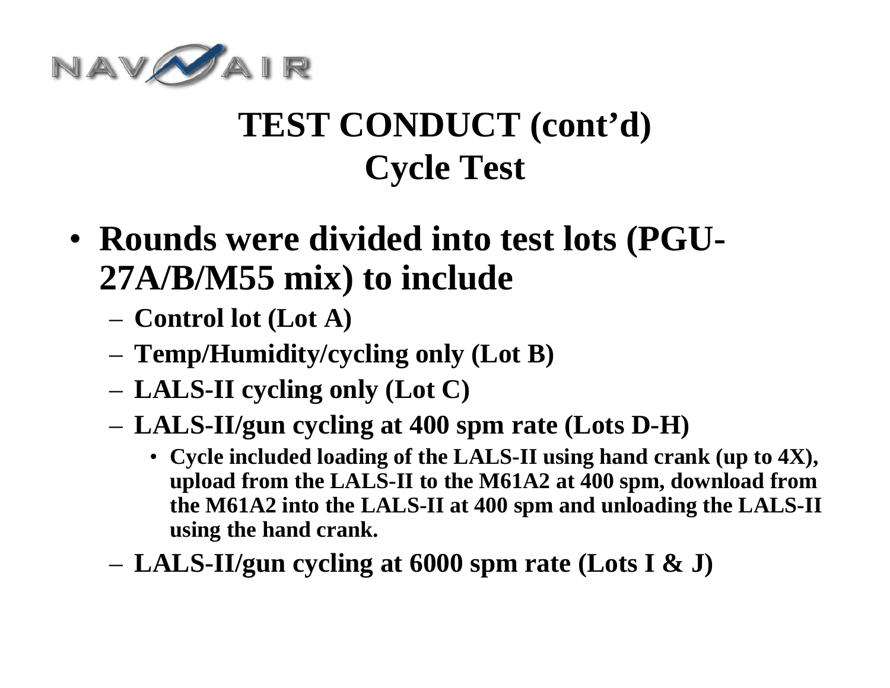# TEST CONDUCT (cont'd)
## Cycle Test

- **Rounds were divided into test lots (PGU-27A/B/M55 mix) to include**
  - **Control lot (Lot A)**
  - **Temp/Humidity/cycling only (Lot B)**
  - **LALS-II cycling only (Lot C)**
  - **LALS-II/gun cycling at 400 spm rate (Lots D-H)**
    - **Cycle included loading of the LALS-II using hand crank (up to 4X), upload from the LALS-II to the M61A2 at 400 spm, download from the M61A2 into the LALS-II at 400 spm and unloading the LALS-II using the hand crank.**
  - **LALS-II/gun cycling at 6000 spm rate (Lots I & J)**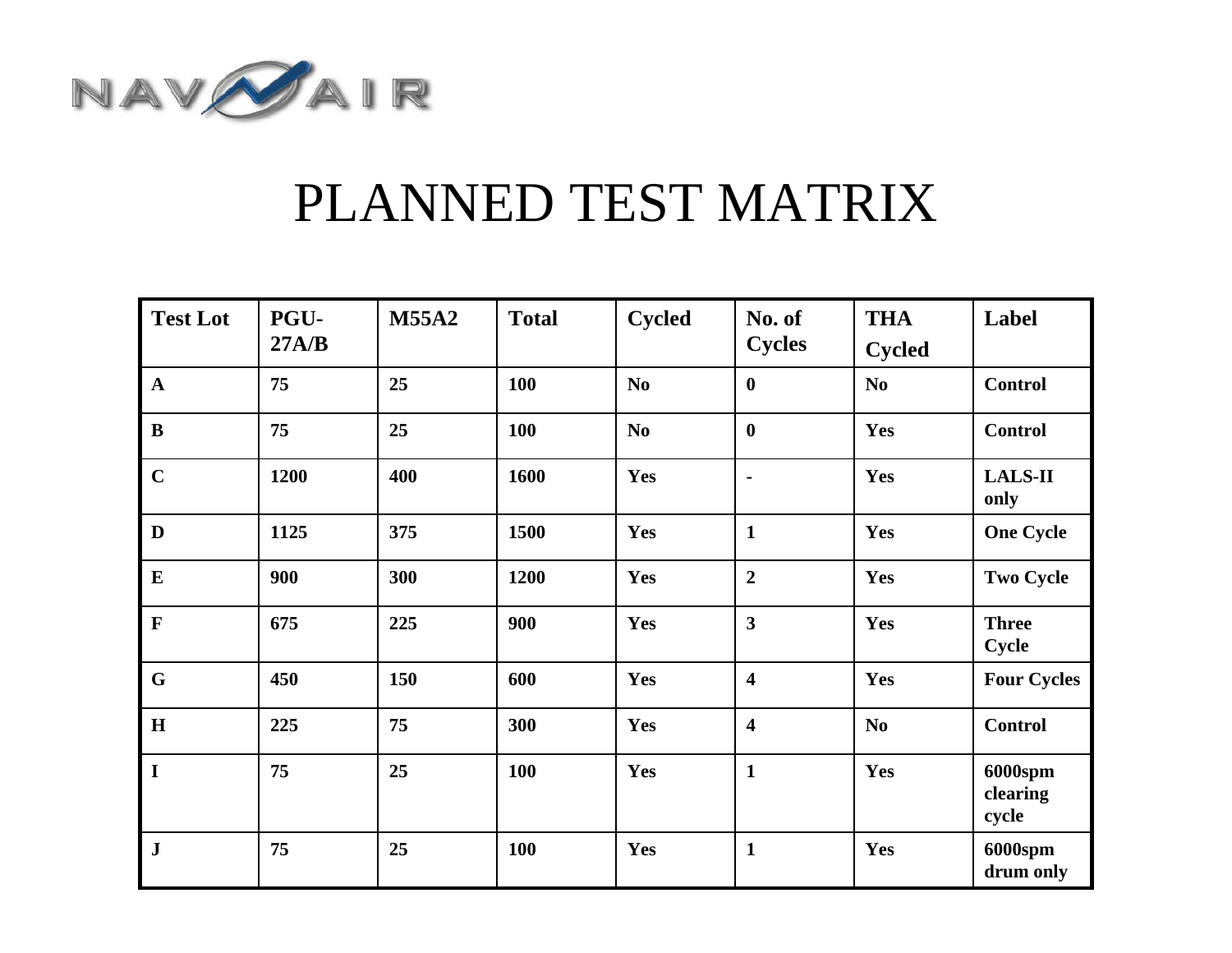# PLANNED TEST MATRIX

| Test Lot | PGU-27A/B | M55A2 | Total | Cycled | No. of Cycles | THA Cycled | Label |
|---|---|---|---|---|---|---|---|
| A | 75 | 25 | 100 | No | 0 | No | Control |
| B | 75 | 25 | 100 | No | 0 | Yes | Control |
| C | 1200 | 400 | 1600 | Yes | - | Yes | LALS-II only |
| D | 1125 | 375 | 1500 | Yes | 1 | Yes | One Cycle |
| E | 900 | 300 | 1200 | Yes | 2 | Yes | Two Cycle |
| F | 675 | 225 | 900 | Yes | 3 | Yes | Three Cycle |
| G | 450 | 150 | 600 | Yes | 4 | Yes | Four Cycles |
| H | 225 | 75 | 300 | Yes | 4 | No | Control |
| I | 75 | 25 | 100 | Yes | 1 | Yes | 6000spm clearing cycle |
| J | 75 | 25 | 100 | Yes | 1 | Yes | 6000spm drum only |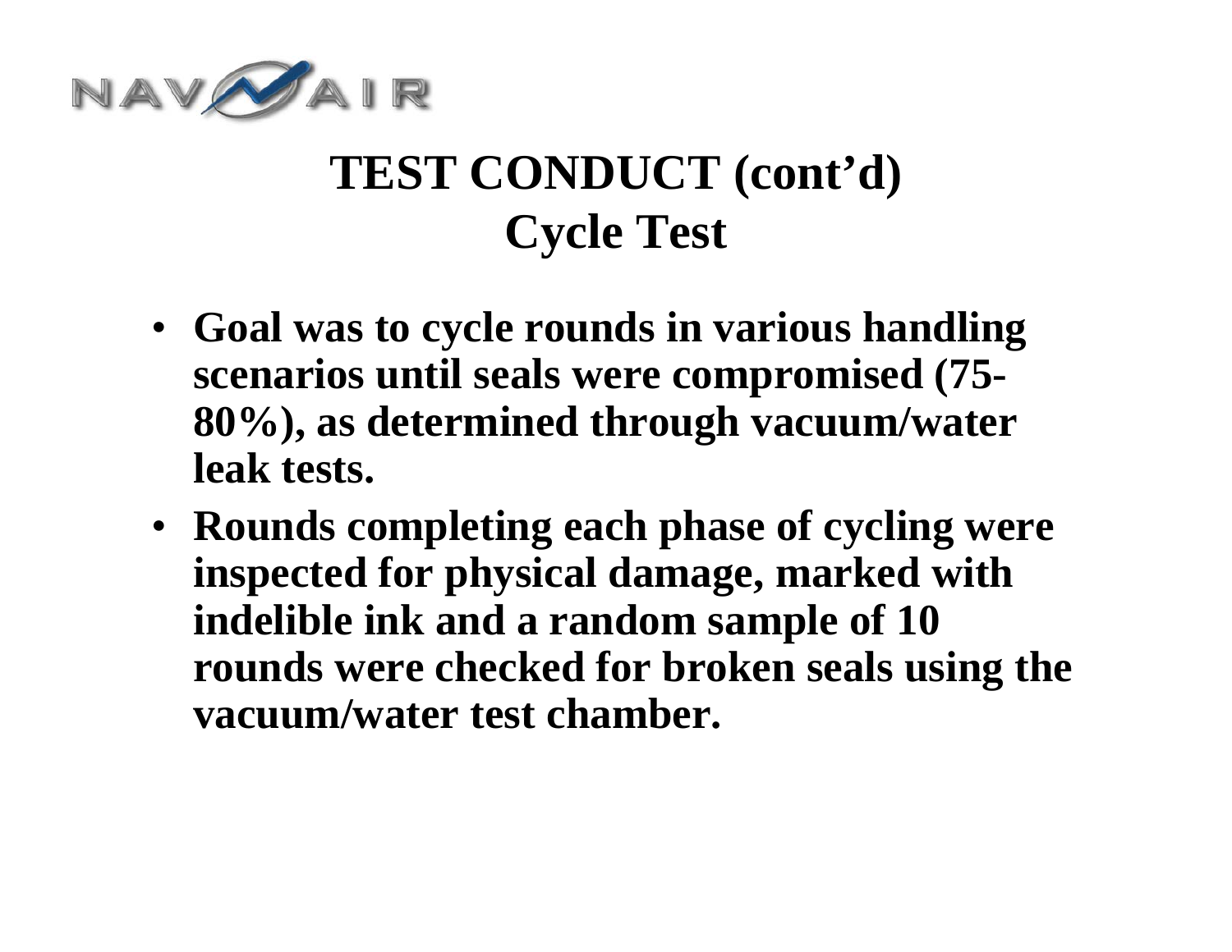# TEST CONDUCT (cont'd)
## Cycle Test

- **Goal was to cycle rounds in various handling scenarios until seals were compromised (75-80%), as determined through vacuum/water leak tests.**
- **Rounds completing each phase of cycling were inspected for physical damage, marked with indelible ink and a random sample of 10 rounds were checked for broken seals using the vacuum/water test chamber.**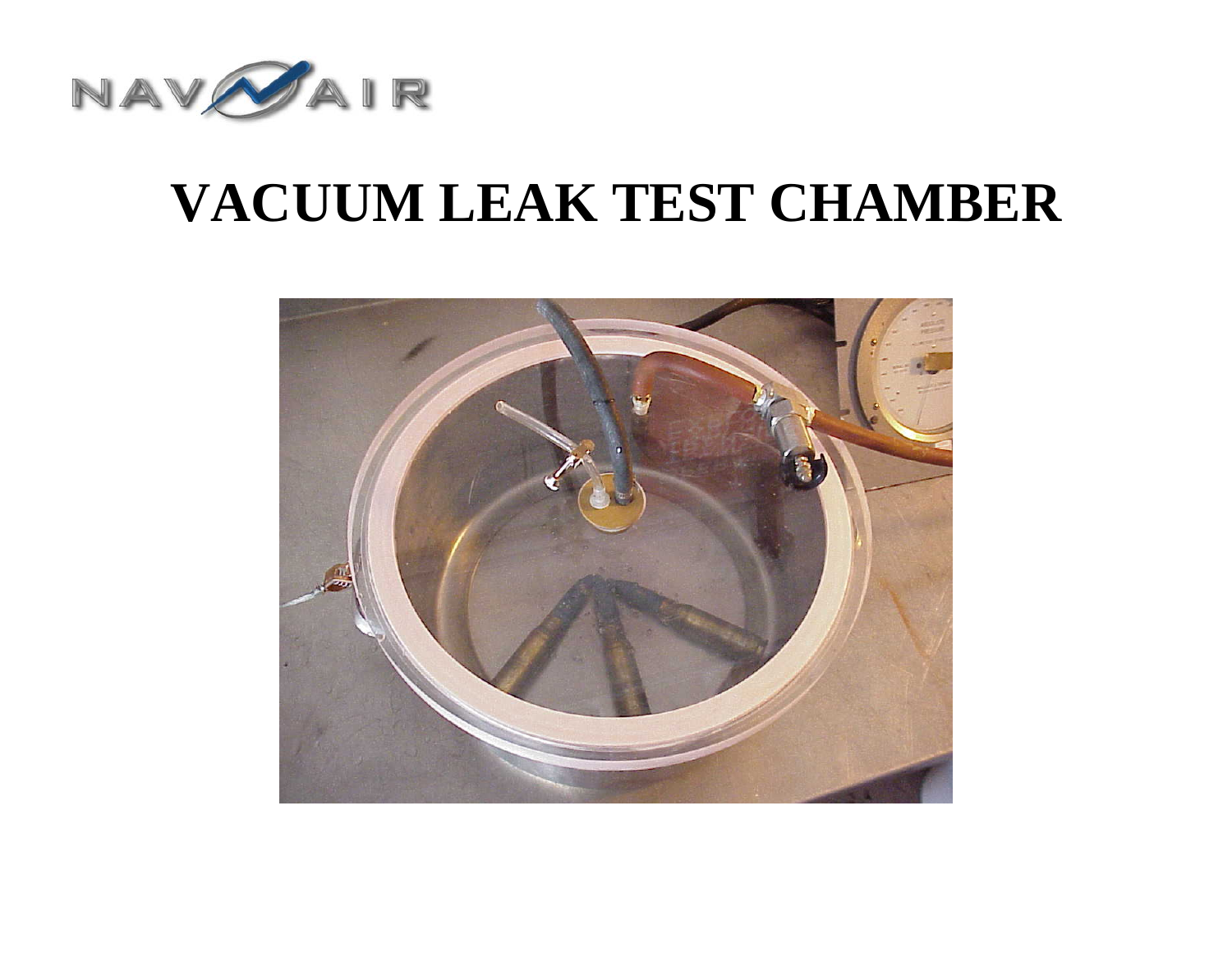# VACUUM LEAK TEST CHAMBER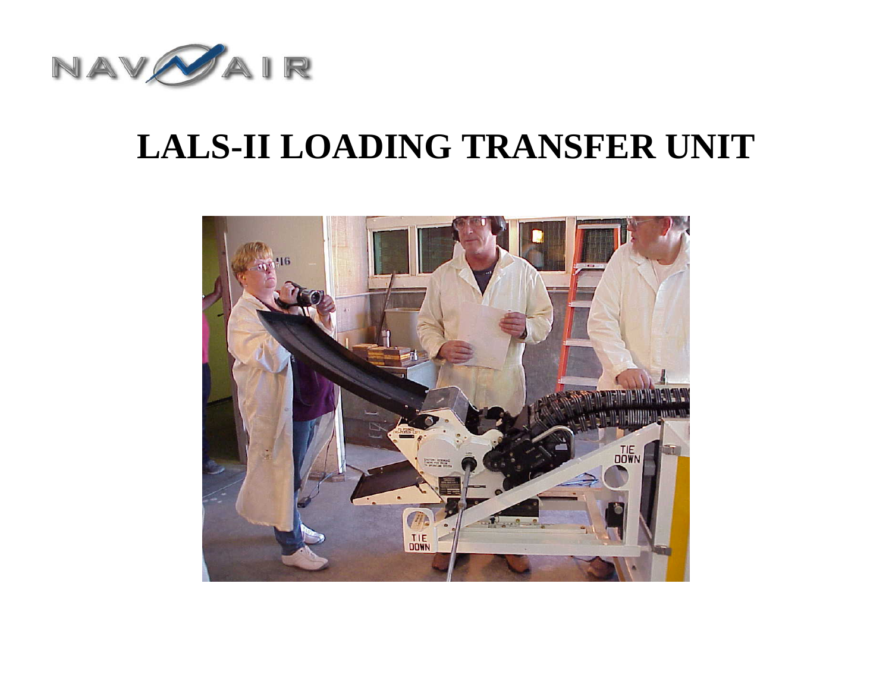# LALS-II LOADING TRANSFER UNIT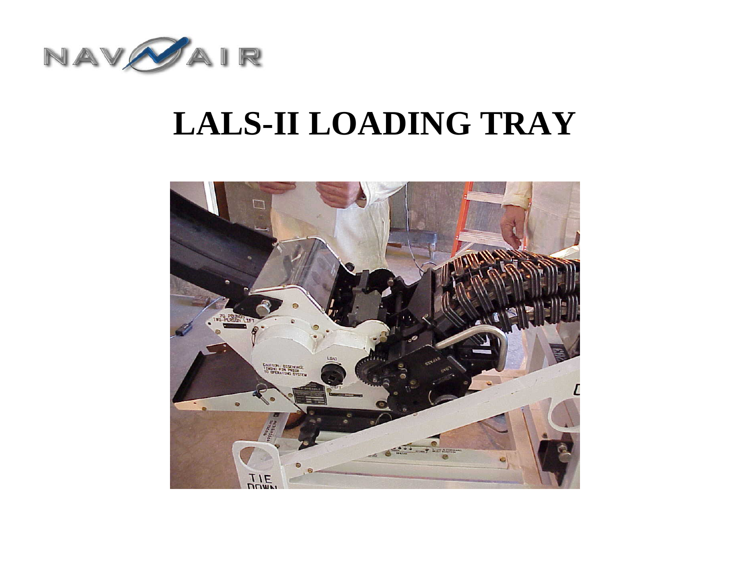# LALS-II LOADING TRAY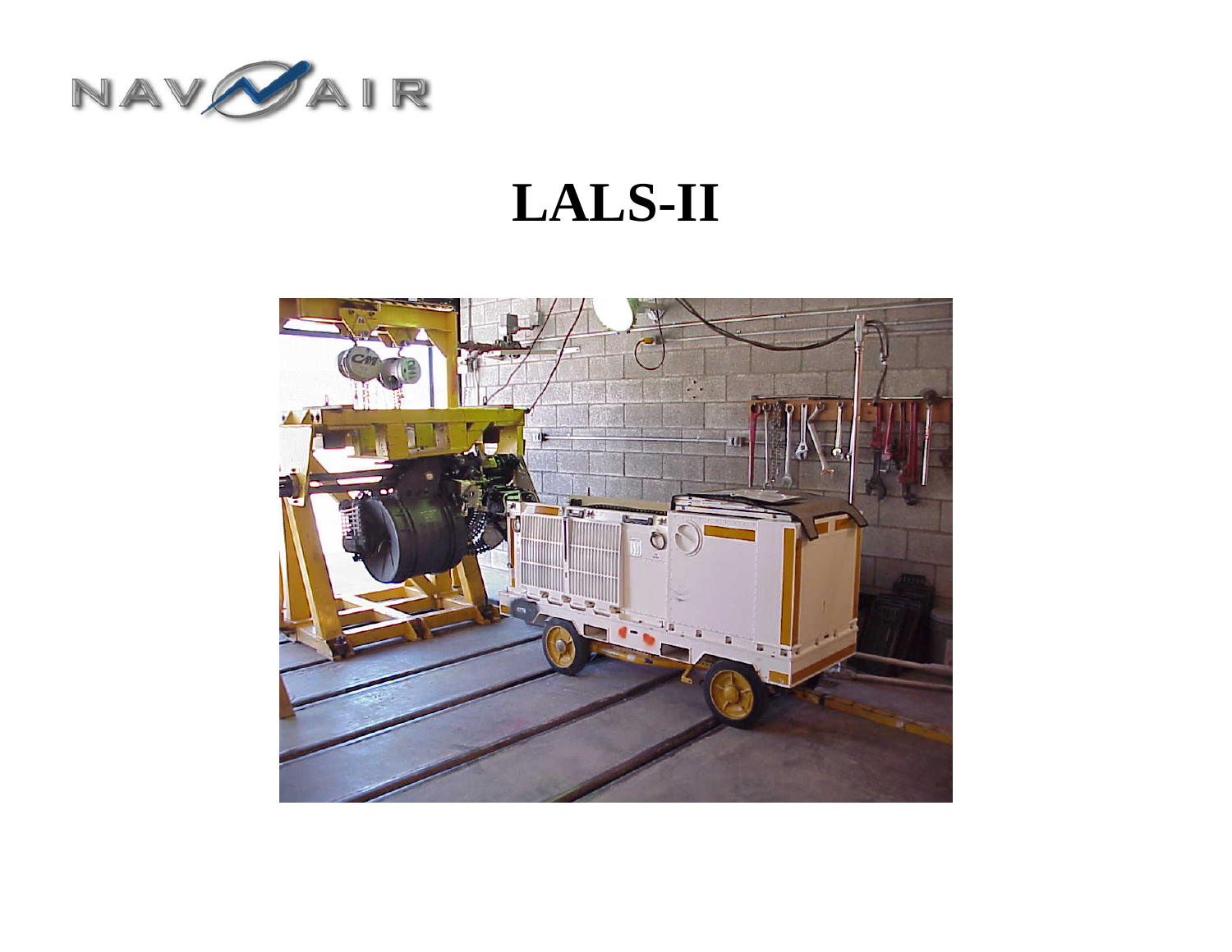# LALS-II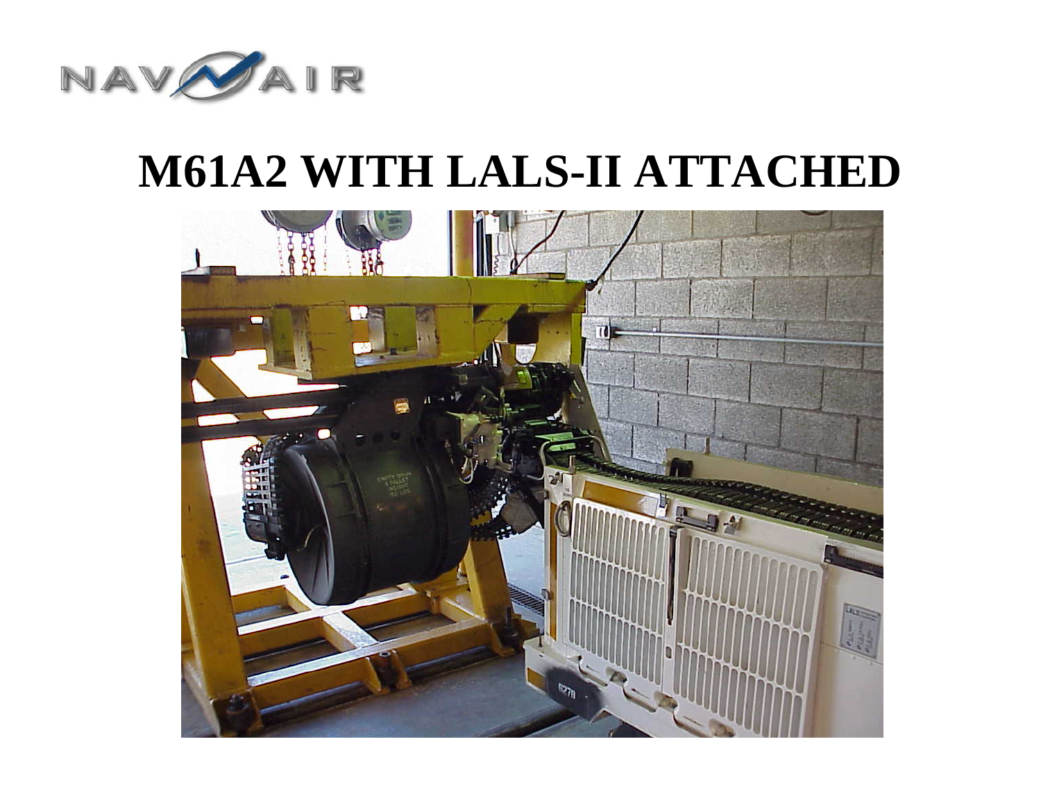# M61A2 WITH LALS-II ATTACHED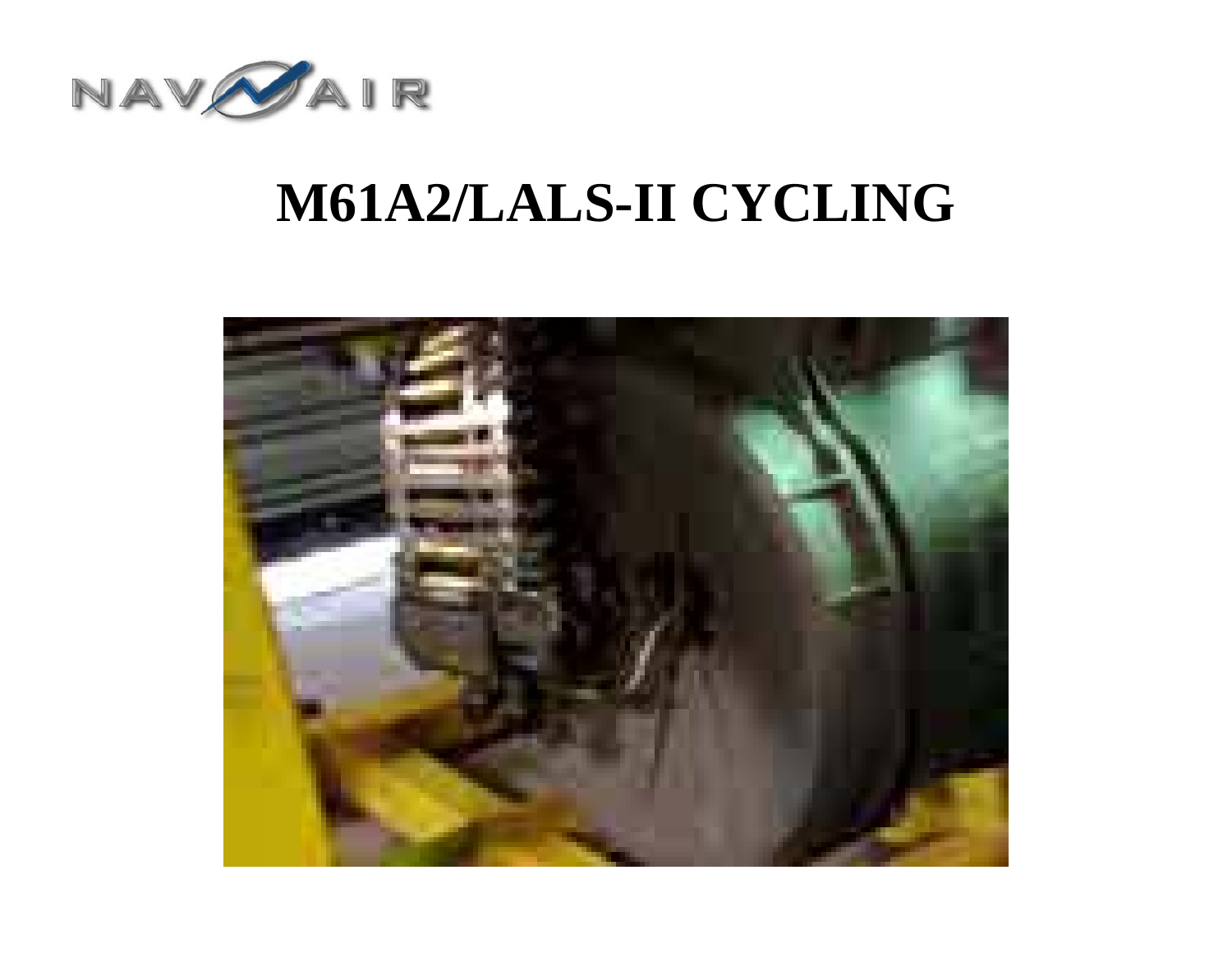# M61A2/LALS-II CYCLING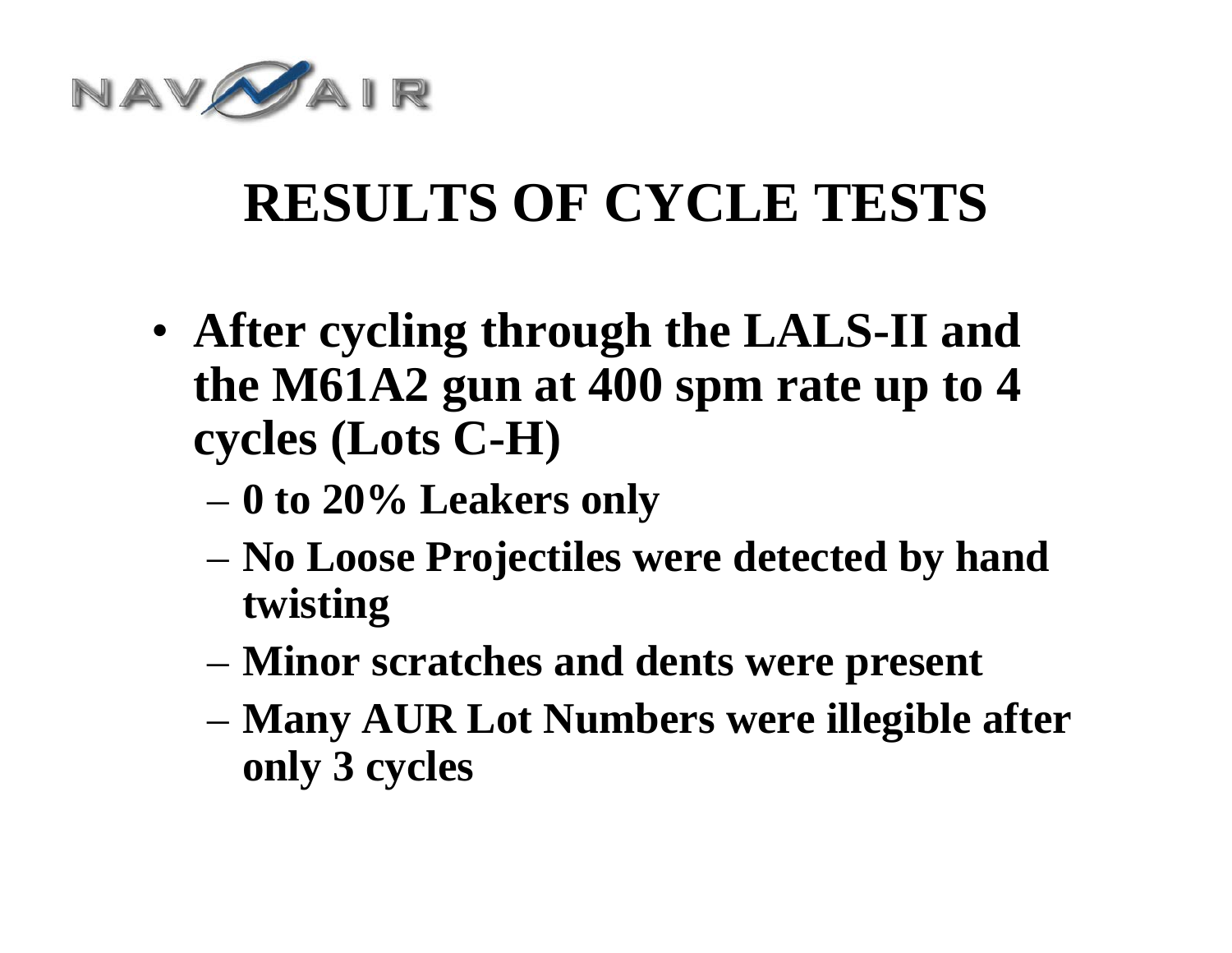# RESULTS OF CYCLE TESTS

- **After cycling through the LALS-II and the M61A2 gun at 400 spm rate up to 4 cycles (Lots C-H)**
  - **0 to 20% Leakers only**
  - **No Loose Projectiles were detected by hand twisting**
  - **Minor scratches and dents were present**
  - **Many AUR Lot Numbers were illegible after only 3 cycles**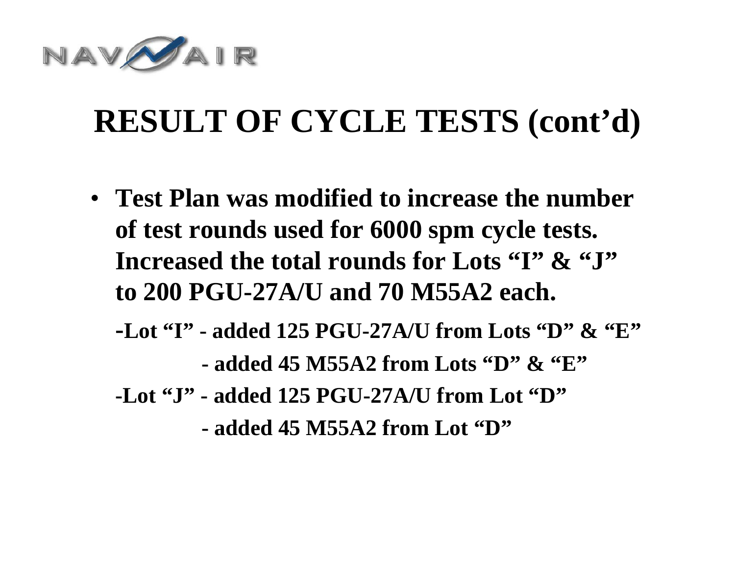# RESULT OF CYCLE TESTS (cont'd)

- **Test Plan was modified to increase the number of test rounds used for 6000 spm cycle tests. Increased the total rounds for Lots "I" & "J" to 200 PGU-27A/U and 70 M55A2 each.**

  **-Lot "I" - added 125 PGU-27A/U from Lots "D" & "E"**

  **- added 45 M55A2 from Lots "D" & "E"**

  **-Lot "J" - added 125 PGU-27A/U from Lot "D"**

  **- added 45 M55A2 from Lot "D"**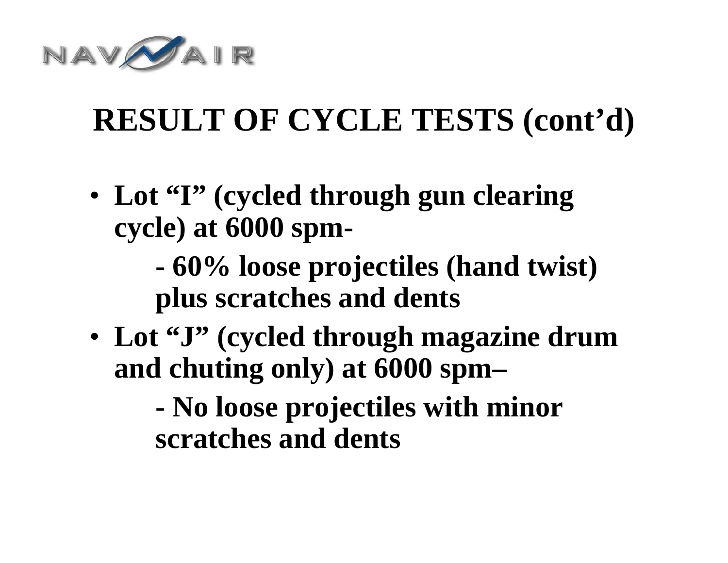# RESULT OF CYCLE TESTS (cont'd)

- **Lot "I" (cycled through gun clearing cycle) at 6000 spm-**
  - **60% loose projectiles (hand twist) plus scratches and dents**
- **Lot "J" (cycled through magazine drum and chuting only) at 6000 spm–**
  - **No loose projectiles with minor scratches and dents**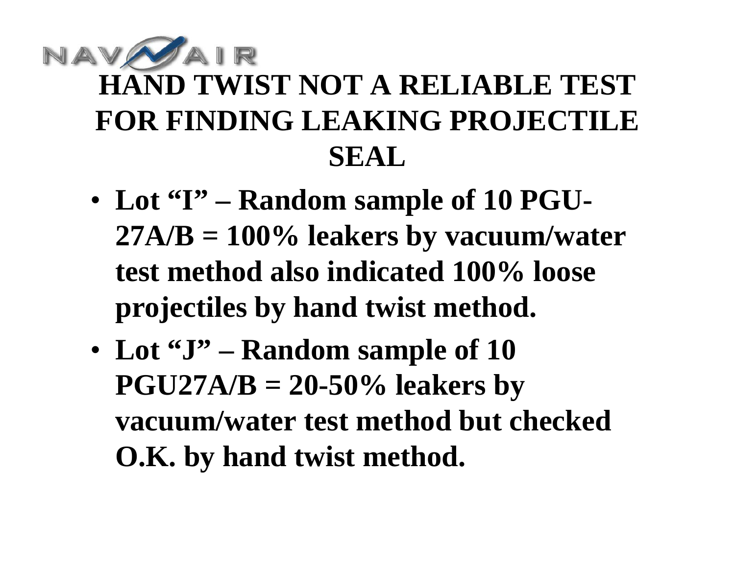# HAND TWIST NOT A RELIABLE TEST FOR FINDING LEAKING PROJECTILE SEAL

- **Lot "I" – Random sample of 10 PGU-27A/B = 100% leakers by vacuum/water test method also indicated 100% loose projectiles by hand twist method.**
- **Lot "J" – Random sample of 10 PGU27A/B = 20-50% leakers by vacuum/water test method but checked O.K. by hand twist method.**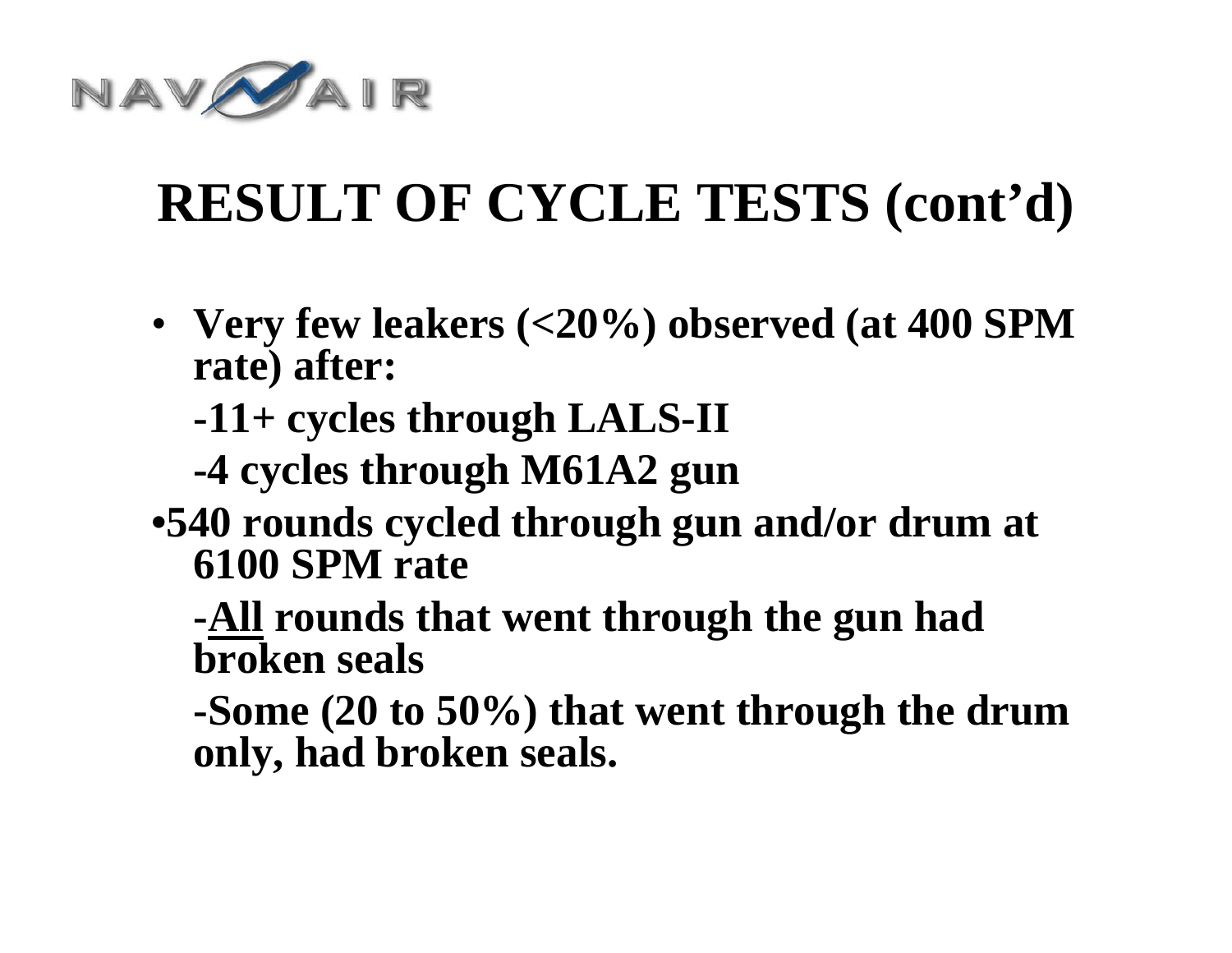# RESULT OF CYCLE TESTS (cont'd)

- **Very few leakers (<20%) observed (at 400 SPM rate) after:**
  - **-11+ cycles through LALS-II**
  - **-4 cycles through M61A2 gun**
- **540 rounds cycled through gun and/or drum at 6100 SPM rate**
  - **-<u>All</u> rounds that went through the gun had broken seals**
  - **-Some (20 to 50%) that went through the drum only, had broken seals.**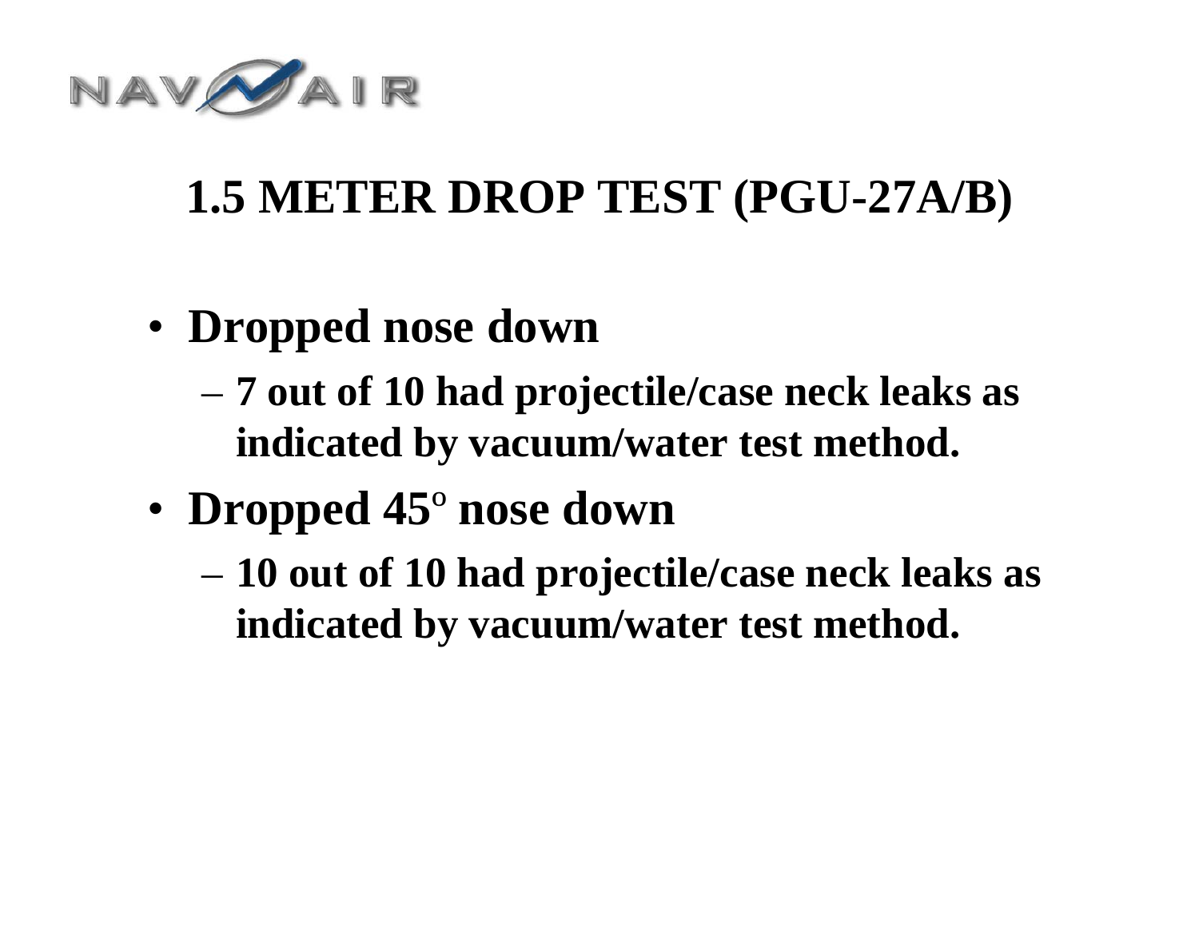# 1.5 METER DROP TEST (PGU-27A/B)

- **Dropped nose down**
  - **7 out of 10 had projectile/case neck leaks as indicated by vacuum/water test method.**
- **Dropped 45$^{o}$ nose down**
  - **10 out of 10 had projectile/case neck leaks as indicated by vacuum/water test method.**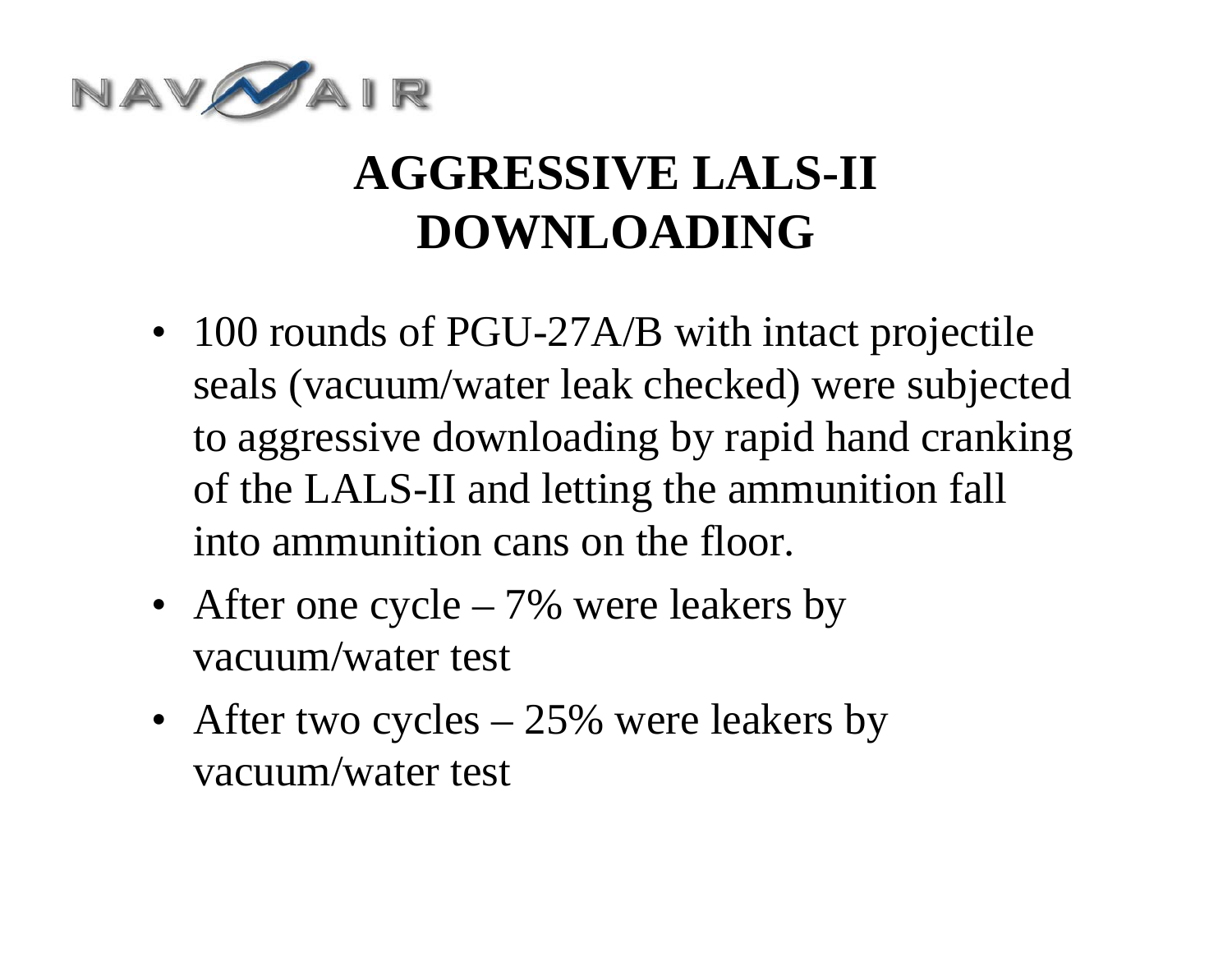# AGGRESSIVE LALS-II DOWNLOADING

- 100 rounds of PGU-27A/B with intact projectile seals (vacuum/water leak checked) were subjected to aggressive downloading by rapid hand cranking of the LALS-II and letting the ammunition fall into ammunition cans on the floor.
- After one cycle – 7% were leakers by vacuum/water test
- After two cycles – 25% were leakers by vacuum/water test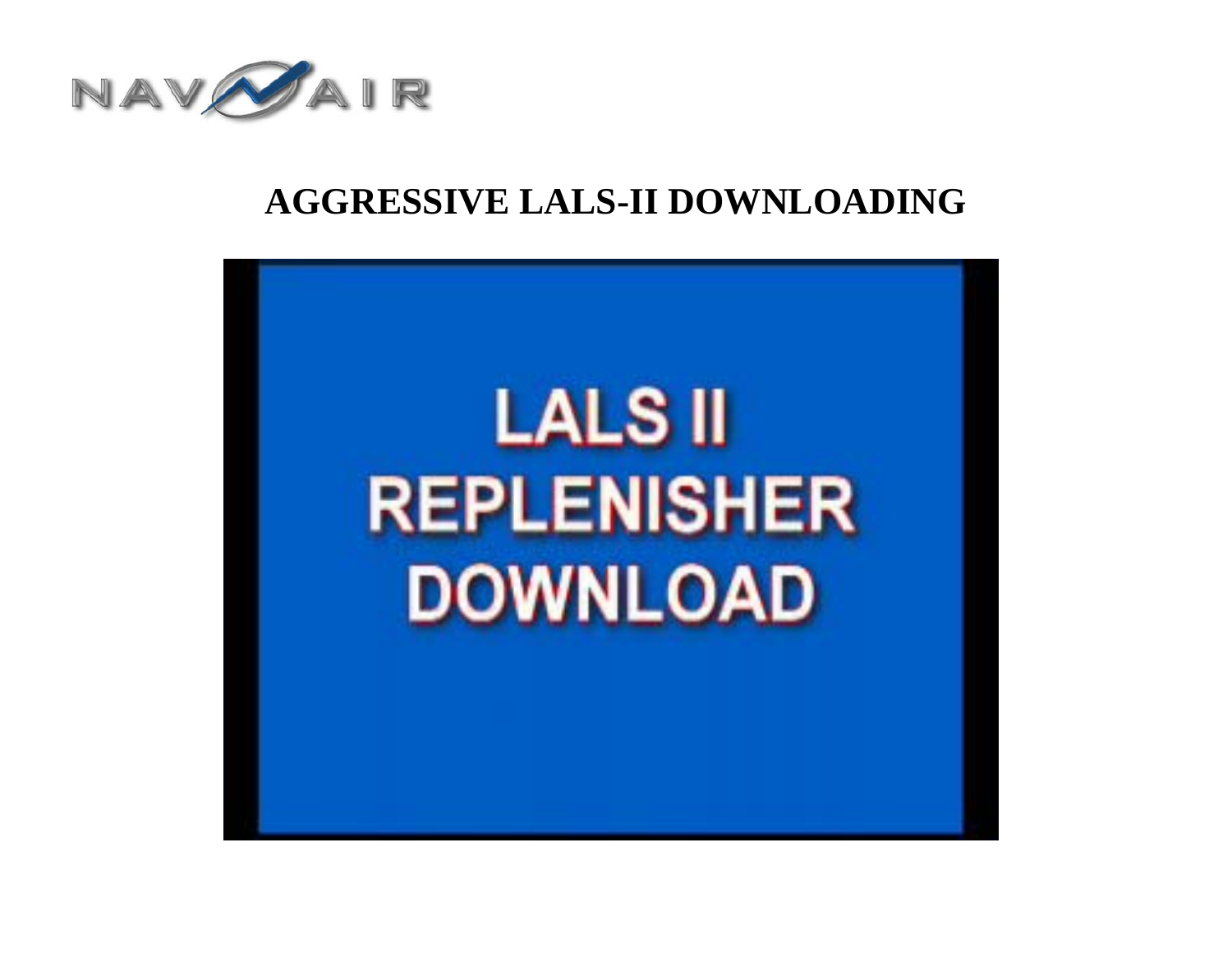# AGGRESSIVE LALS-II DOWNLOADING

LALS II
REPLENISHER
DOWNLOAD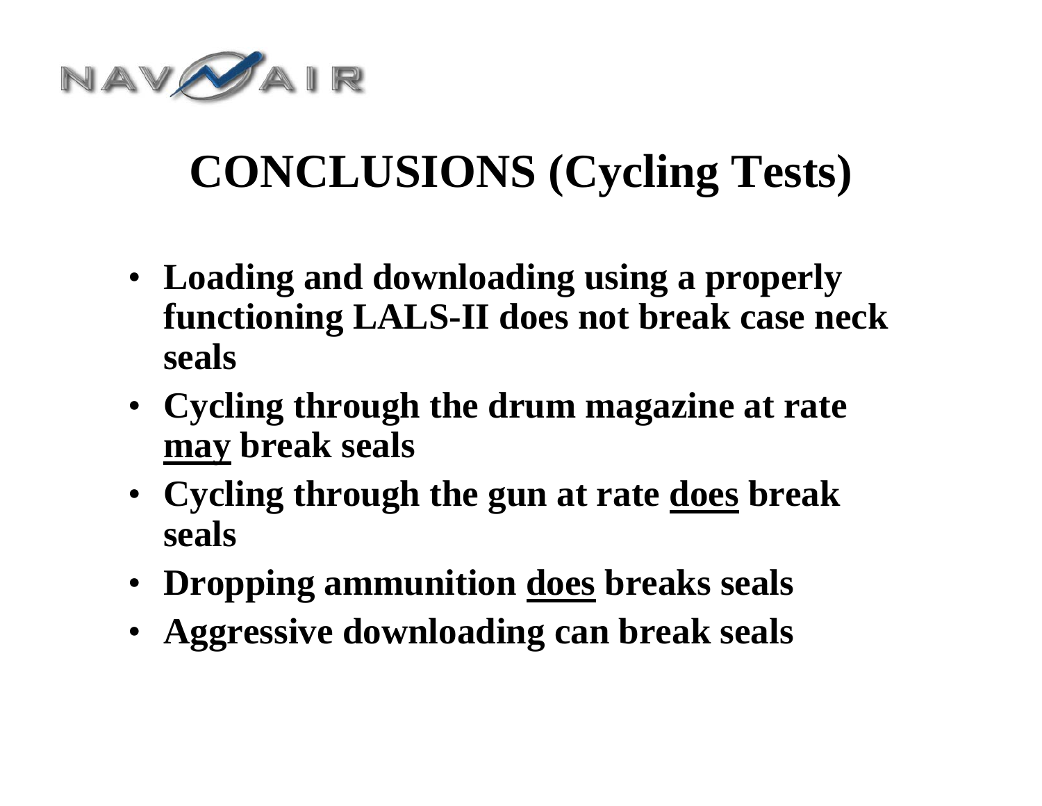# CONCLUSIONS (Cycling Tests)

- **Loading and downloading using a properly functioning LALS-II does not break case neck seals**
- **Cycling through the drum magazine at rate <u>may</u> break seals**
- **Cycling through the gun at rate <u>does</u> break seals**
- **Dropping ammunition <u>does</u> breaks seals**
- **Aggressive downloading can break seals**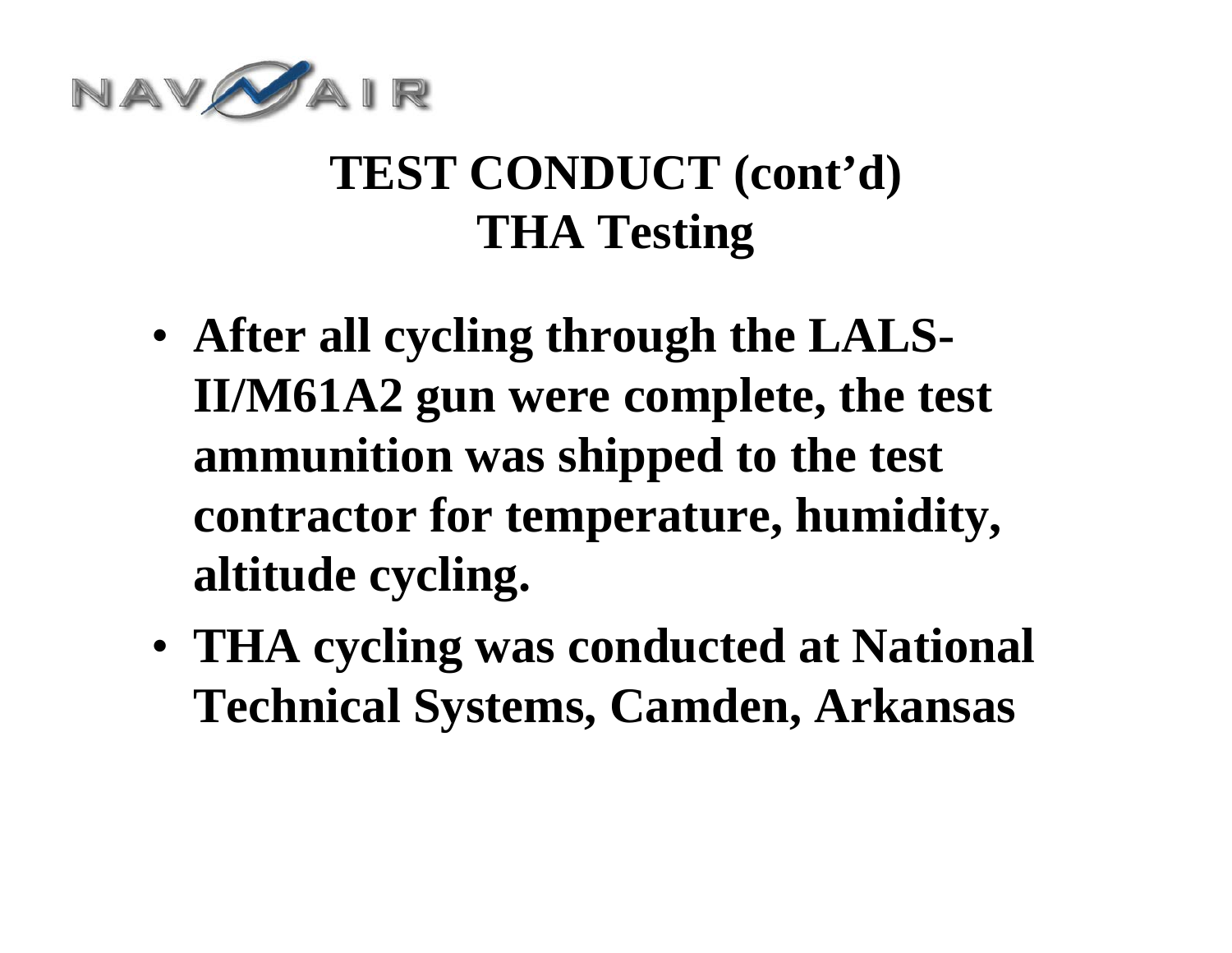# TEST CONDUCT (cont'd)
## THA Testing

- **After all cycling through the LALS-II/M61A2 gun were complete, the test ammunition was shipped to the test contractor for temperature, humidity, altitude cycling.**
- **THA cycling was conducted at National Technical Systems, Camden, Arkansas**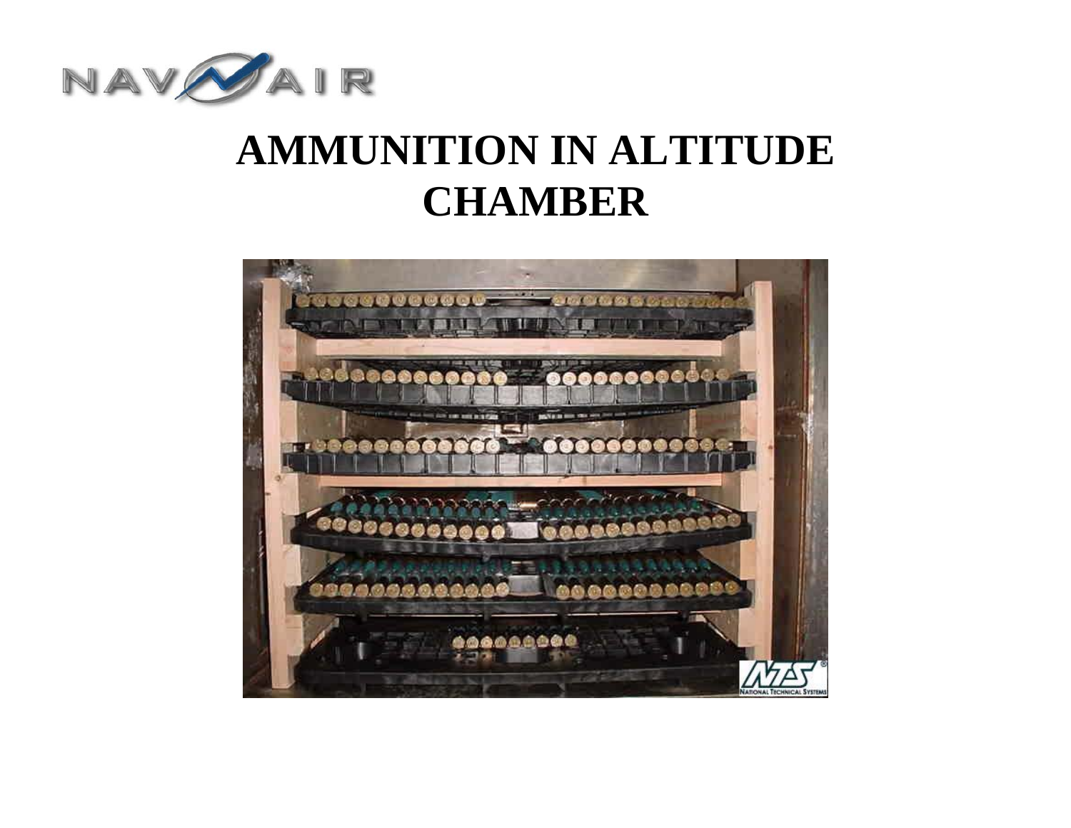# AMMUNITION IN ALTITUDE CHAMBER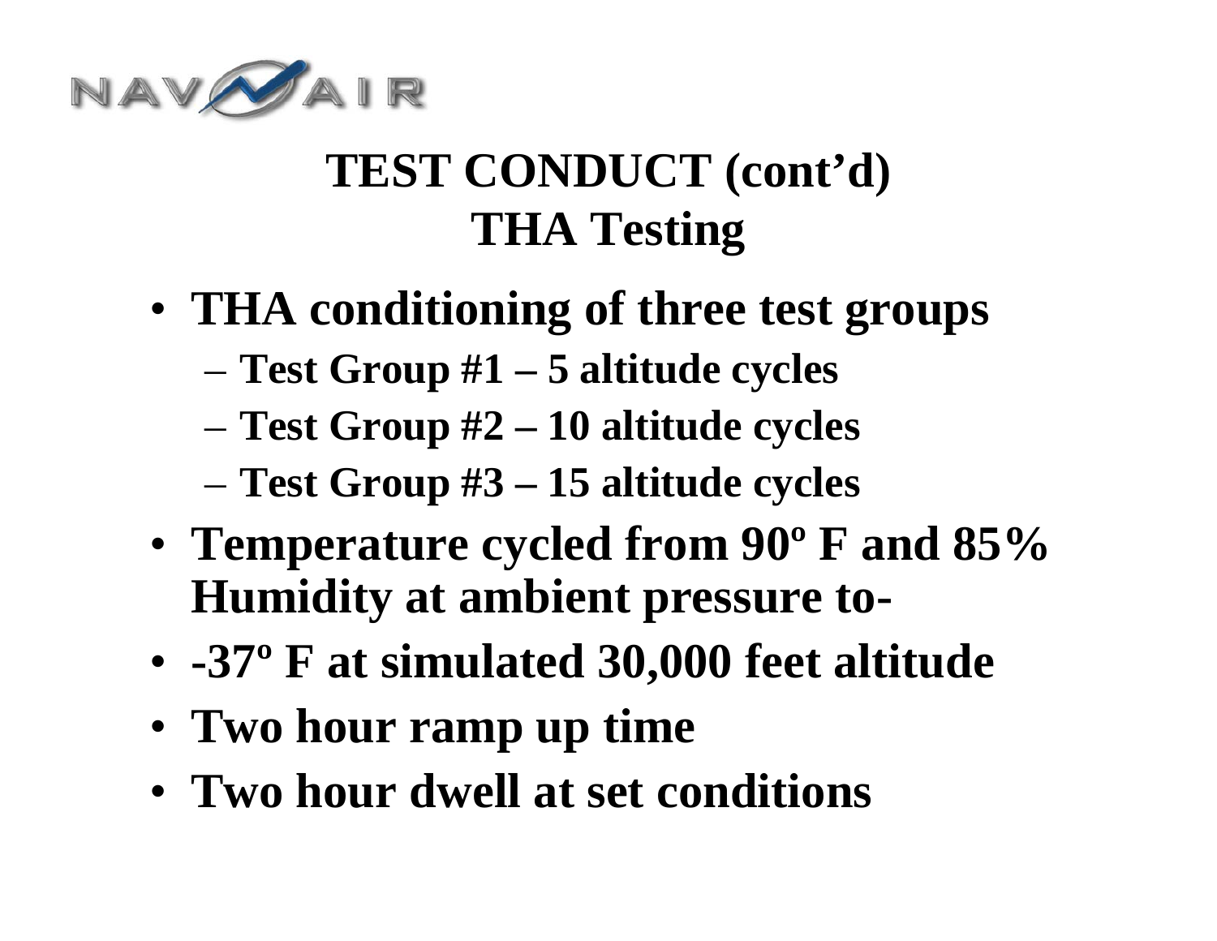# TEST CONDUCT (cont'd)
## THA Testing

- **THA conditioning of three test groups**
  - **Test Group #1 – 5 altitude cycles**
  - **Test Group #2 – 10 altitude cycles**
  - **Test Group #3 – 15 altitude cycles**
- **Temperature cycled from 90º F and 85% Humidity at ambient pressure to-**
- **-37º F at simulated 30,000 feet altitude**
- **Two hour ramp up time**
- **Two hour dwell at set conditions**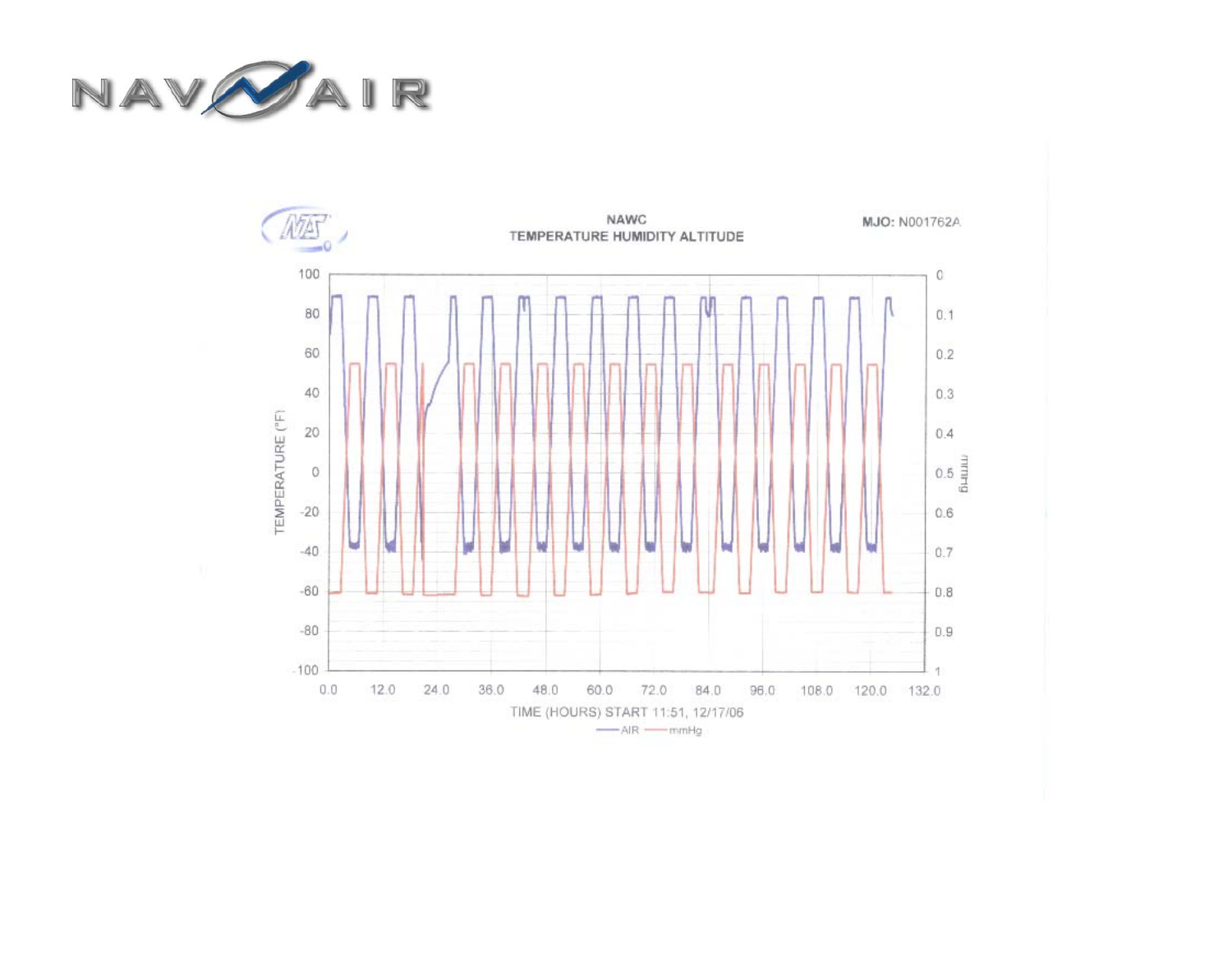NAVAIR

NAWC
TEMPERATURE HUMIDITY ALTITUDE

MJO: N001762A

TEMPERATURE (°F)

mmHg

TIME (HOURS) START 11:51, 12/17/06

—AIR —mmHg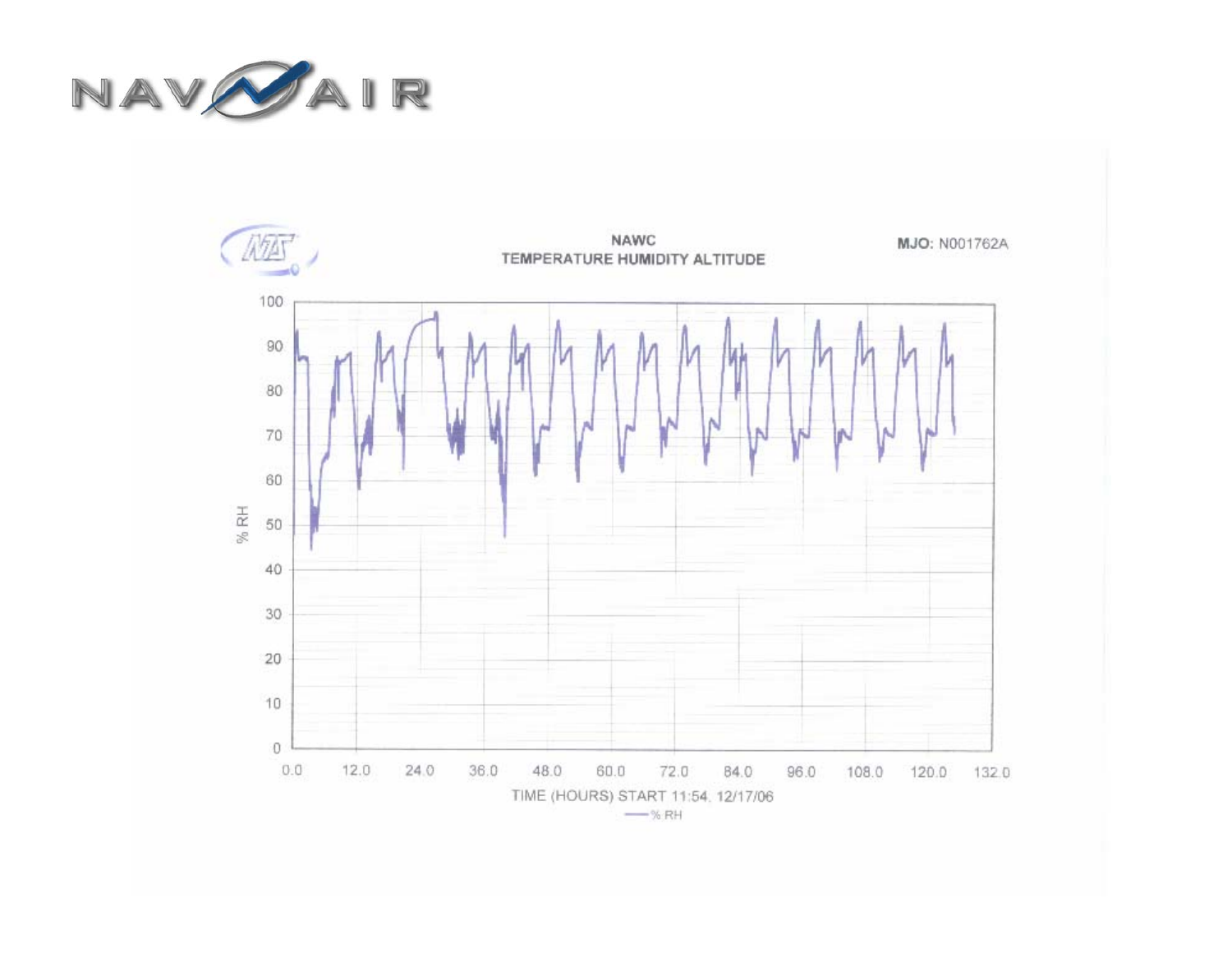NAWC

TEMPERATURE HUMIDITY ALTITUDE

MJO: N001762A

TIME (HOURS) START 11:54, 12/17/06

% RH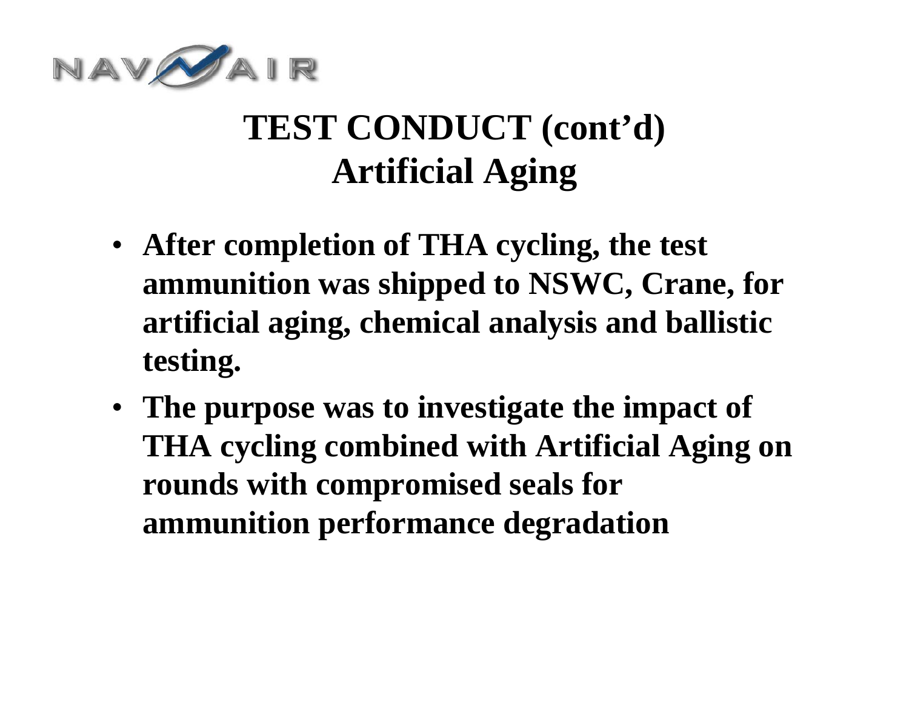# TEST CONDUCT (cont'd)
## Artificial Aging

- **After completion of THA cycling, the test ammunition was shipped to NSWC, Crane, for artificial aging, chemical analysis and ballistic testing.**
- **The purpose was to investigate the impact of THA cycling combined with Artificial Aging on rounds with compromised seals for ammunition performance degradation**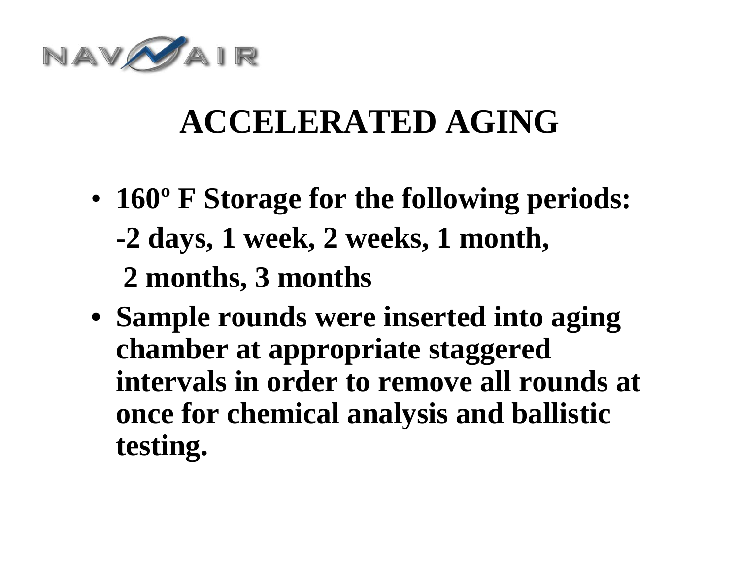# ACCELERATED AGING

- **160º F Storage for the following periods:**
  **-2 days, 1 week, 2 weeks, 1 month,**
  **2 months, 3 months**
- **Sample rounds were inserted into aging chamber at appropriate staggered intervals in order to remove all rounds at once for chemical analysis and ballistic testing.**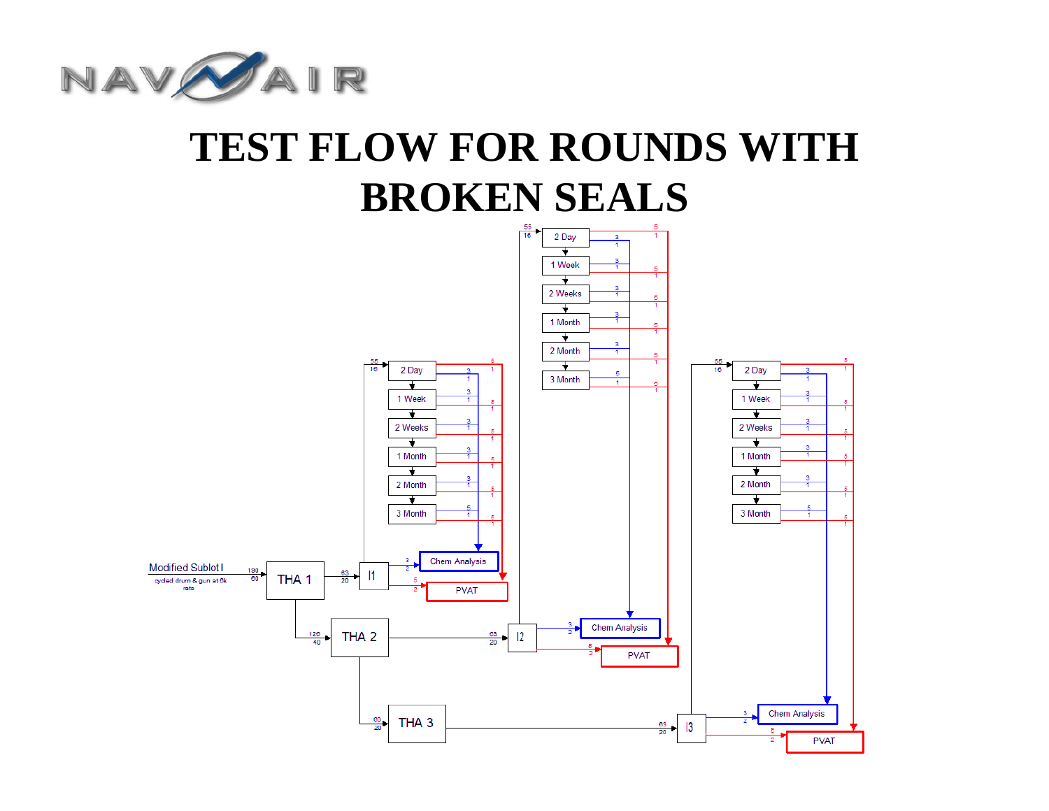# TEST FLOW FOR ROUNDS WITH BROKEN SEALS

Modified Sublot I

cycled drum & gun at 6k rate

190
60

THA 1

63
20

I1

55
16

2 Day

1 Week

2 Weeks

1 Month

2 Month

3 Month

Chem Analysis

PVAT

120
40

THA 2

63
20

I2

55
16

2 Day

1 Week

2 Weeks

1 Month

2 Month

3 Month

Chem Analysis

PVAT

63
20

THA 3

63
20

I3

55
16

2 Day

1 Week

2 Weeks

1 Month

2 Month

3 Month

Chem Analysis

PVAT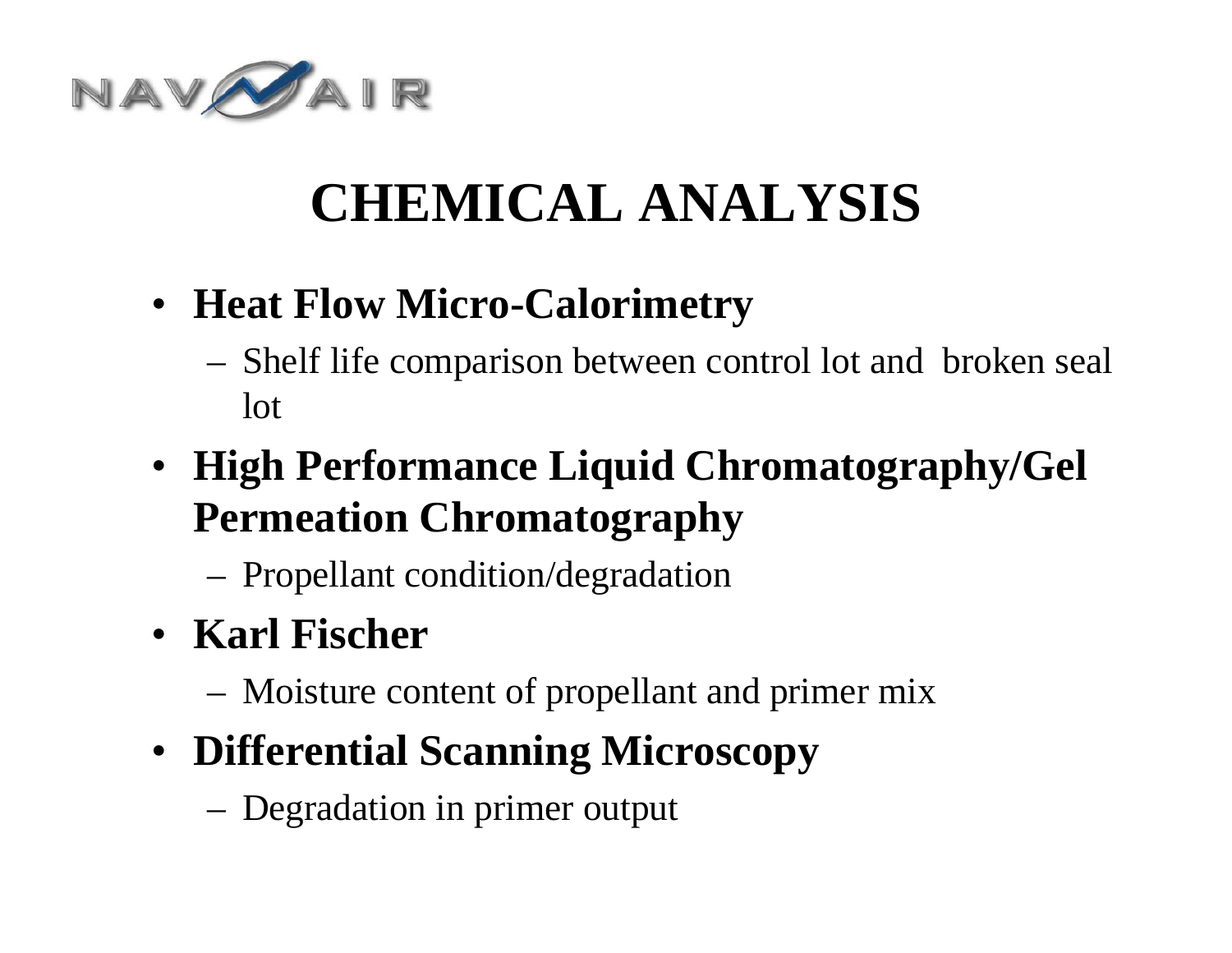# CHEMICAL ANALYSIS

- **Heat Flow Micro-Calorimetry**
  - Shelf life comparison between control lot and broken seal lot
- **High Performance Liquid Chromatography/Gel Permeation Chromatography**
  - Propellant condition/degradation
- **Karl Fischer**
  - Moisture content of propellant and primer mix
- **Differential Scanning Microscopy**
  - Degradation in primer output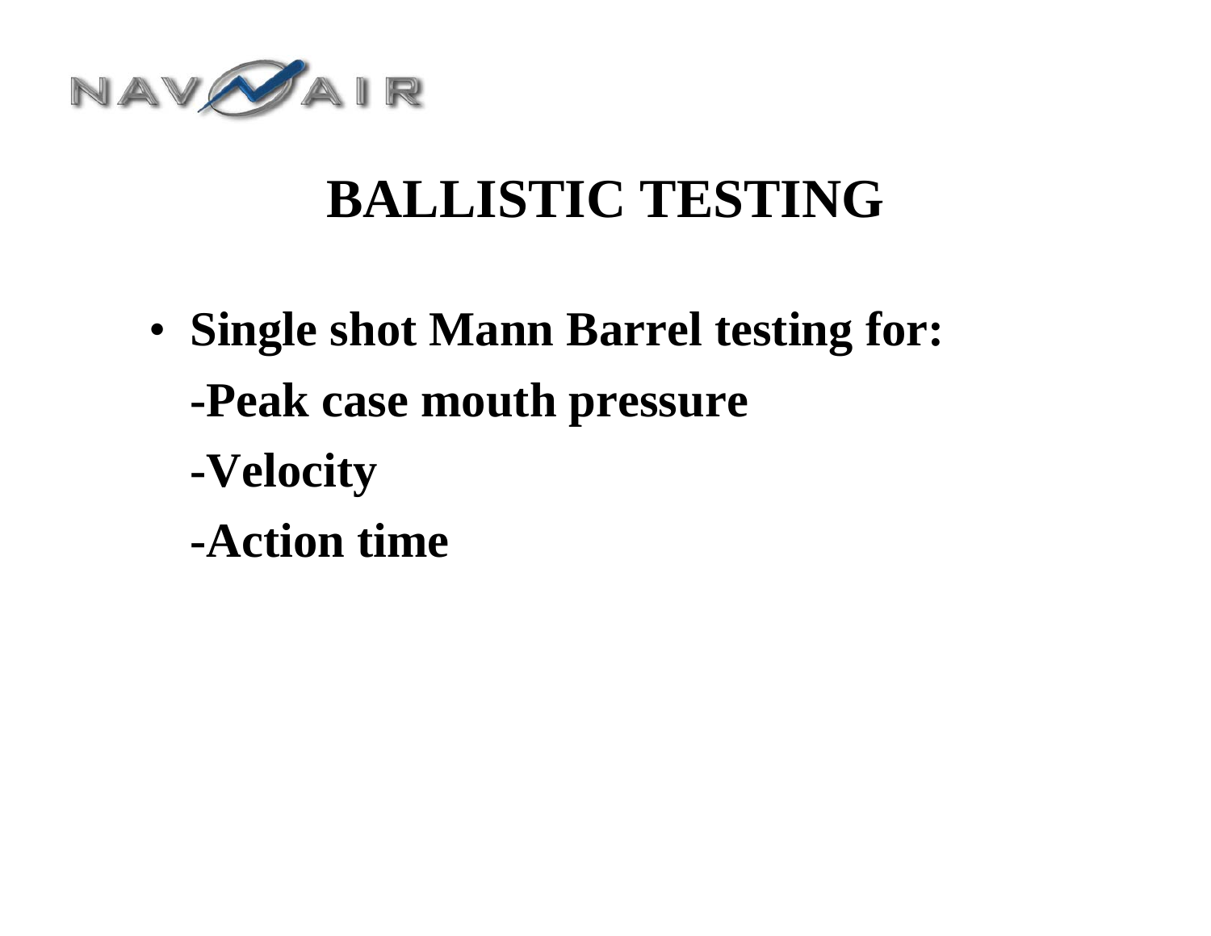# BALLISTIC TESTING

- **Single shot Mann Barrel testing for:**

  **-Peak case mouth pressure**

  **-Velocity**

  **-Action time**